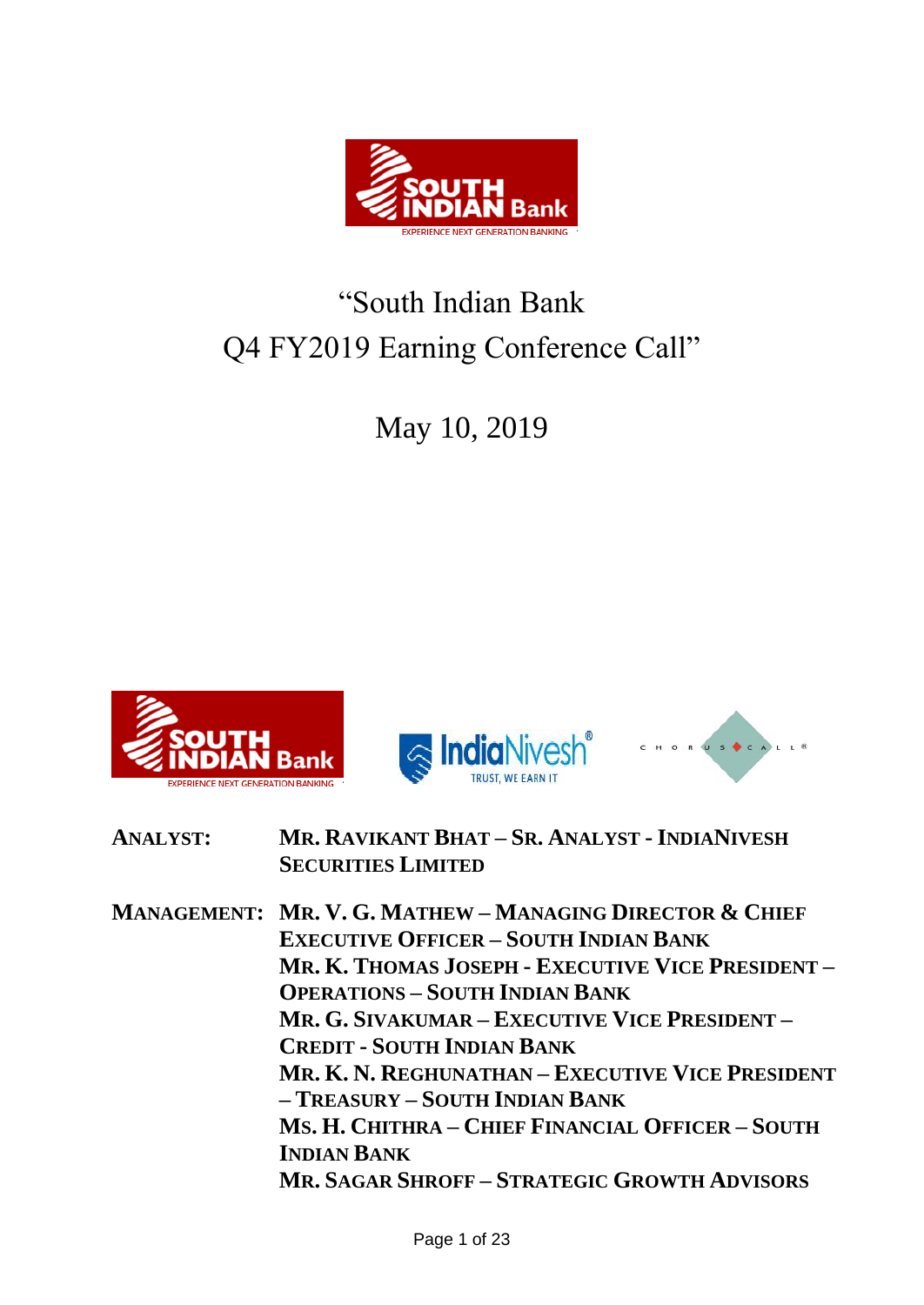# "South Indian Bank Q4 FY2019 Earning Conference Call"

May 10, 2019

**ANALYST:** **MR. RAVIKANT BHAT – SR. ANALYST - INDIANIVESH SECURITIES LIMITED**

**MANAGEMENT:** **MR. V. G. MATHEW – MANAGING DIRECTOR & CHIEF EXECUTIVE OFFICER – SOUTH INDIAN BANK**
**MR. K. THOMAS JOSEPH - EXECUTIVE VICE PRESIDENT – OPERATIONS – SOUTH INDIAN BANK**
**MR. G. SIVAKUMAR – EXECUTIVE VICE PRESIDENT – CREDIT - SOUTH INDIAN BANK**
**MR. K. N. REGHUNATHAN – EXECUTIVE VICE PRESIDENT – TREASURY – SOUTH INDIAN BANK**
**MS. H. CHITHRA – CHIEF FINANCIAL OFFICER – SOUTH INDIAN BANK**
**MR. SAGAR SHROFF – STRATEGIC GROWTH ADVISORS**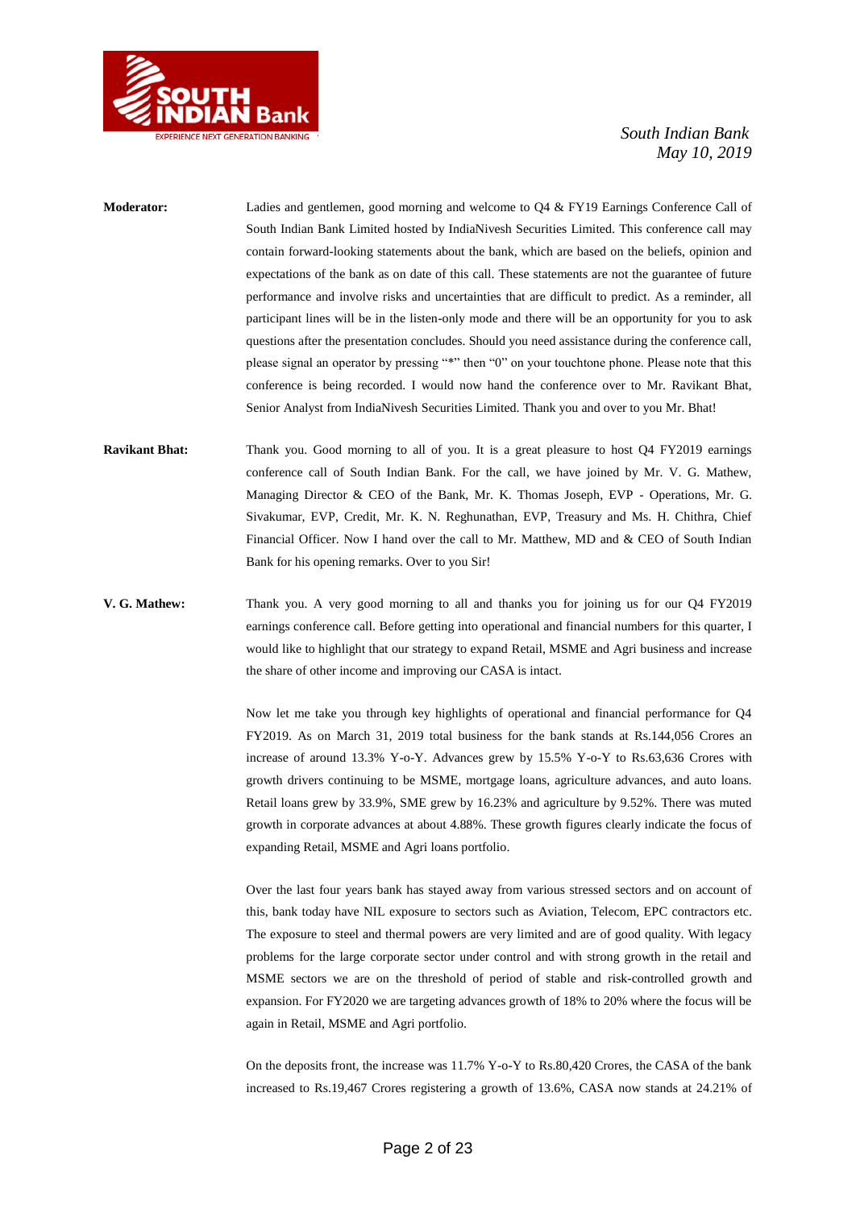**Moderator:** Ladies and gentlemen, good morning and welcome to Q4 & FY19 Earnings Conference Call of South Indian Bank Limited hosted by IndiaNivesh Securities Limited. This conference call may contain forward-looking statements about the bank, which are based on the beliefs, opinion and expectations of the bank as on date of this call. These statements are not the guarantee of future performance and involve risks and uncertainties that are difficult to predict. As a reminder, all participant lines will be in the listen-only mode and there will be an opportunity for you to ask questions after the presentation concludes. Should you need assistance during the conference call, please signal an operator by pressing "*" then "0" on your touchtone phone. Please note that this conference is being recorded. I would now hand the conference over to Mr. Ravikant Bhat, Senior Analyst from IndiaNivesh Securities Limited. Thank you and over to you Mr. Bhat!

**Ravikant Bhat:** Thank you. Good morning to all of you. It is a great pleasure to host Q4 FY2019 earnings conference call of South Indian Bank. For the call, we have joined by Mr. V. G. Mathew, Managing Director & CEO of the Bank, Mr. K. Thomas Joseph, EVP - Operations, Mr. G. Sivakumar, EVP, Credit, Mr. K. N. Reghunathan, EVP, Treasury and Ms. H. Chithra, Chief Financial Officer. Now I hand over the call to Mr. Matthew, MD and & CEO of South Indian Bank for his opening remarks. Over to you Sir!

**V. G. Mathew:** Thank you. A very good morning to all and thanks you for joining us for our Q4 FY2019 earnings conference call. Before getting into operational and financial numbers for this quarter, I would like to highlight that our strategy to expand Retail, MSME and Agri business and increase the share of other income and improving our CASA is intact.

Now let me take you through key highlights of operational and financial performance for Q4 FY2019. As on March 31, 2019 total business for the bank stands at Rs.144,056 Crores an increase of around 13.3% Y-o-Y. Advances grew by 15.5% Y-o-Y to Rs.63,636 Crores with growth drivers continuing to be MSME, mortgage loans, agriculture advances, and auto loans. Retail loans grew by 33.9%, SME grew by 16.23% and agriculture by 9.52%. There was muted growth in corporate advances at about 4.88%. These growth figures clearly indicate the focus of expanding Retail, MSME and Agri loans portfolio.

Over the last four years bank has stayed away from various stressed sectors and on account of this, bank today have NIL exposure to sectors such as Aviation, Telecom, EPC contractors etc. The exposure to steel and thermal powers are very limited and are of good quality. With legacy problems for the large corporate sector under control and with strong growth in the retail and MSME sectors we are on the threshold of period of stable and risk-controlled growth and expansion. For FY2020 we are targeting advances growth of 18% to 20% where the focus will be again in Retail, MSME and Agri portfolio.

On the deposits front, the increase was 11.7% Y-o-Y to Rs.80,420 Crores, the CASA of the bank increased to Rs.19,467 Crores registering a growth of 13.6%, CASA now stands at 24.21% of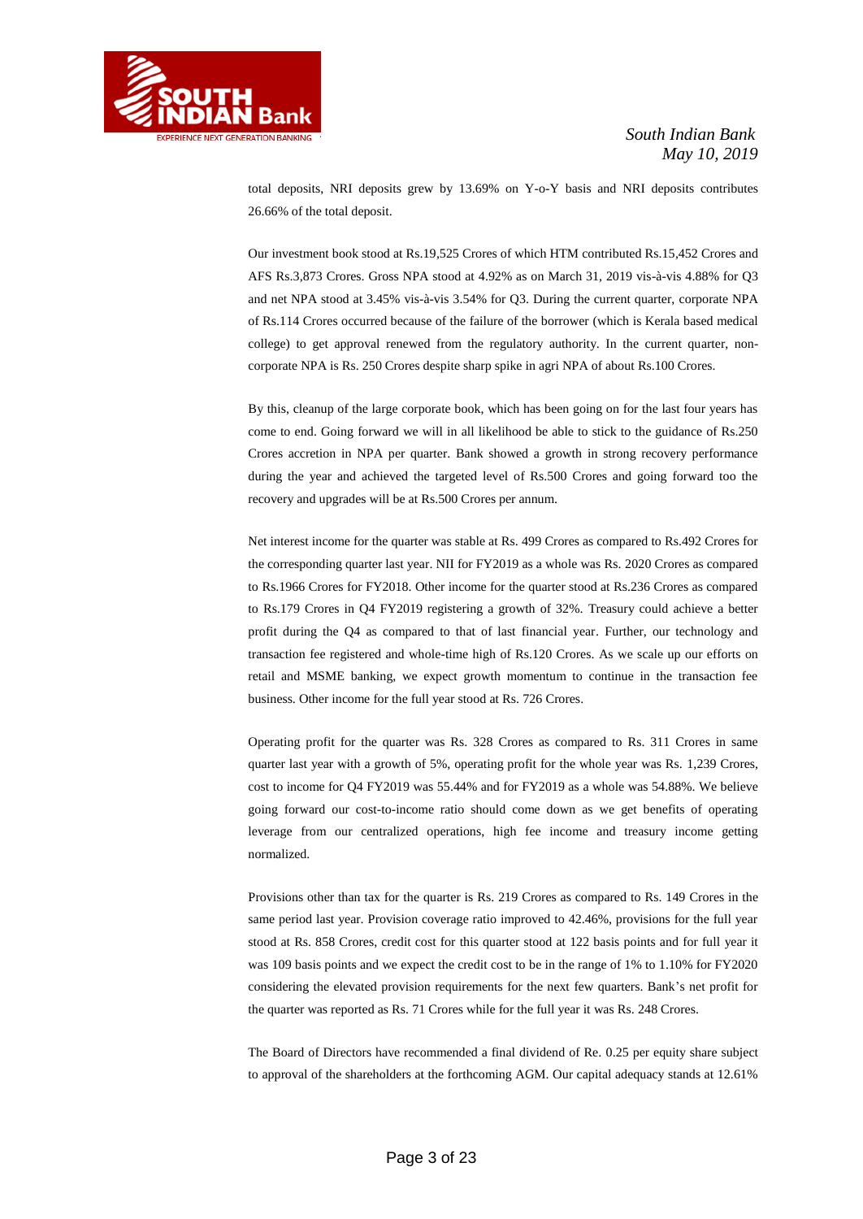total deposits, NRI deposits grew by 13.69% on Y-o-Y basis and NRI deposits contributes 26.66% of the total deposit.

Our investment book stood at Rs.19,525 Crores of which HTM contributed Rs.15,452 Crores and AFS Rs.3,873 Crores. Gross NPA stood at 4.92% as on March 31, 2019 vis-à-vis 4.88% for Q3 and net NPA stood at 3.45% vis-à-vis 3.54% for Q3. During the current quarter, corporate NPA of Rs.114 Crores occurred because of the failure of the borrower (which is Kerala based medical college) to get approval renewed from the regulatory authority. In the current quarter, non-corporate NPA is Rs. 250 Crores despite sharp spike in agri NPA of about Rs.100 Crores.

By this, cleanup of the large corporate book, which has been going on for the last four years has come to end. Going forward we will in all likelihood be able to stick to the guidance of Rs.250 Crores accretion in NPA per quarter. Bank showed a growth in strong recovery performance during the year and achieved the targeted level of Rs.500 Crores and going forward too the recovery and upgrades will be at Rs.500 Crores per annum.

Net interest income for the quarter was stable at Rs. 499 Crores as compared to Rs.492 Crores for the corresponding quarter last year. NII for FY2019 as a whole was Rs. 2020 Crores as compared to Rs.1966 Crores for FY2018. Other income for the quarter stood at Rs.236 Crores as compared to Rs.179 Crores in Q4 FY2019 registering a growth of 32%. Treasury could achieve a better profit during the Q4 as compared to that of last financial year. Further, our technology and transaction fee registered and whole-time high of Rs.120 Crores. As we scale up our efforts on retail and MSME banking, we expect growth momentum to continue in the transaction fee business. Other income for the full year stood at Rs. 726 Crores.

Operating profit for the quarter was Rs. 328 Crores as compared to Rs. 311 Crores in same quarter last year with a growth of 5%, operating profit for the whole year was Rs. 1,239 Crores, cost to income for Q4 FY2019 was 55.44% and for FY2019 as a whole was 54.88%. We believe going forward our cost-to-income ratio should come down as we get benefits of operating leverage from our centralized operations, high fee income and treasury income getting normalized.

Provisions other than tax for the quarter is Rs. 219 Crores as compared to Rs. 149 Crores in the same period last year. Provision coverage ratio improved to 42.46%, provisions for the full year stood at Rs. 858 Crores, credit cost for this quarter stood at 122 basis points and for full year it was 109 basis points and we expect the credit cost to be in the range of 1% to 1.10% for FY2020 considering the elevated provision requirements for the next few quarters. Bank's net profit for the quarter was reported as Rs. 71 Crores while for the full year it was Rs. 248 Crores.

The Board of Directors have recommended a final dividend of Re. 0.25 per equity share subject to approval of the shareholders at the forthcoming AGM. Our capital adequacy stands at 12.61%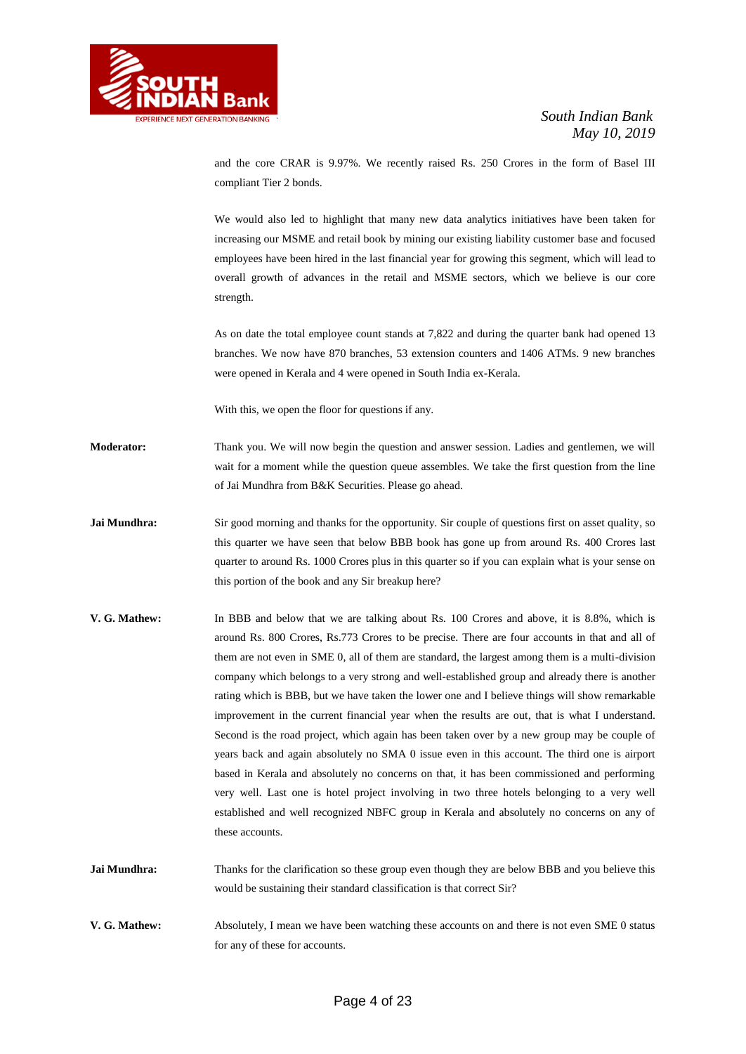and the core CRAR is 9.97%. We recently raised Rs. 250 Crores in the form of Basel III compliant Tier 2 bonds.

We would also led to highlight that many new data analytics initiatives have been taken for increasing our MSME and retail book by mining our existing liability customer base and focused employees have been hired in the last financial year for growing this segment, which will lead to overall growth of advances in the retail and MSME sectors, which we believe is our core strength.

As on date the total employee count stands at 7,822 and during the quarter bank had opened 13 branches. We now have 870 branches, 53 extension counters and 1406 ATMs. 9 new branches were opened in Kerala and 4 were opened in South India ex-Kerala.

With this, we open the floor for questions if any.

**Moderator:** Thank you. We will now begin the question and answer session. Ladies and gentlemen, we will wait for a moment while the question queue assembles. We take the first question from the line of Jai Mundhra from B&K Securities. Please go ahead.

**Jai Mundhra:** Sir good morning and thanks for the opportunity. Sir couple of questions first on asset quality, so this quarter we have seen that below BBB book has gone up from around Rs. 400 Crores last quarter to around Rs. 1000 Crores plus in this quarter so if you can explain what is your sense on this portion of the book and any Sir breakup here?

**V. G. Mathew:** In BBB and below that we are talking about Rs. 100 Crores and above, it is 8.8%, which is around Rs. 800 Crores, Rs.773 Crores to be precise. There are four accounts in that and all of them are not even in SME 0, all of them are standard, the largest among them is a multi-division company which belongs to a very strong and well-established group and already there is another rating which is BBB, but we have taken the lower one and I believe things will show remarkable improvement in the current financial year when the results are out, that is what I understand. Second is the road project, which again has been taken over by a new group may be couple of years back and again absolutely no SMA 0 issue even in this account. The third one is airport based in Kerala and absolutely no concerns on that, it has been commissioned and performing very well. Last one is hotel project involving in two three hotels belonging to a very well established and well recognized NBFC group in Kerala and absolutely no concerns on any of these accounts.

**Jai Mundhra:** Thanks for the clarification so these group even though they are below BBB and you believe this would be sustaining their standard classification is that correct Sir?

**V. G. Mathew:** Absolutely, I mean we have been watching these accounts on and there is not even SME 0 status for any of these for accounts.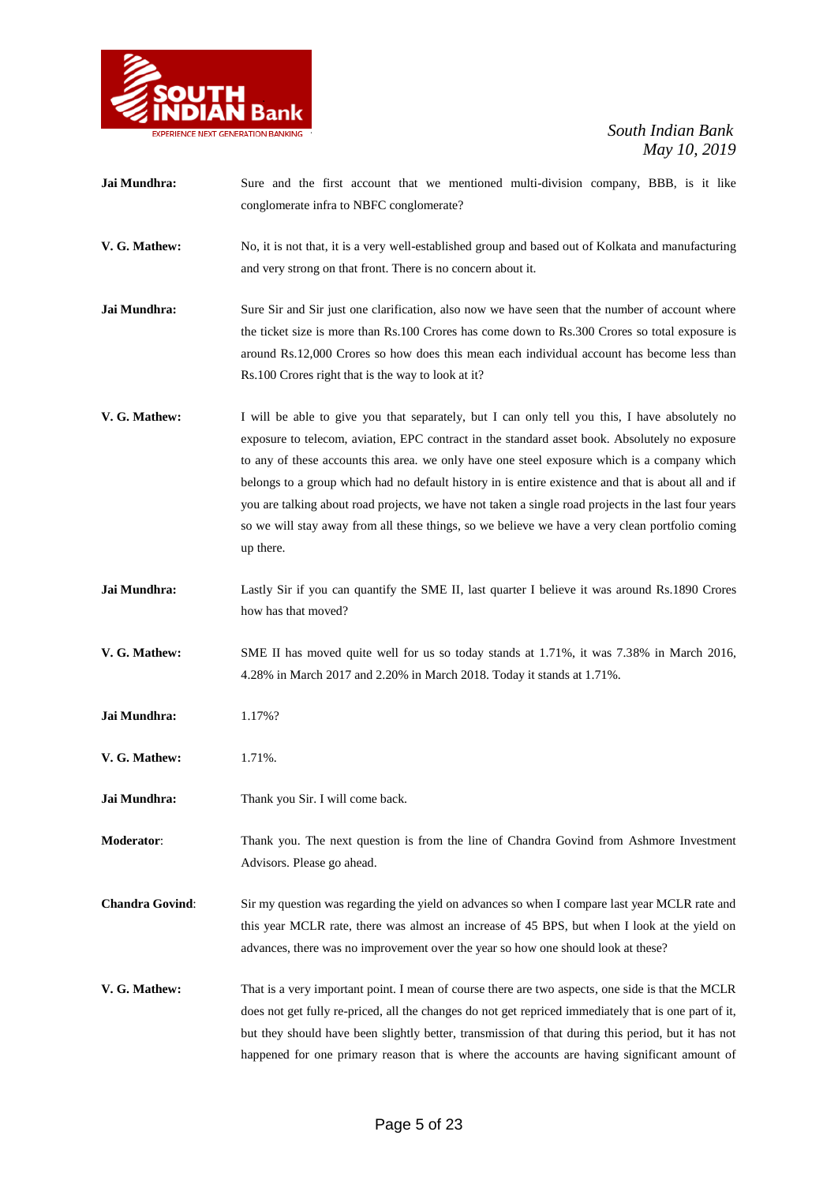**Jai Mundhra:** Sure and the first account that we mentioned multi-division company, BBB, is it like conglomerate infra to NBFC conglomerate?

**V. G. Mathew:** No, it is not that, it is a very well-established group and based out of Kolkata and manufacturing and very strong on that front. There is no concern about it.

**Jai Mundhra:** Sure Sir and Sir just one clarification, also now we have seen that the number of account where the ticket size is more than Rs.100 Crores has come down to Rs.300 Crores so total exposure is around Rs.12,000 Crores so how does this mean each individual account has become less than Rs.100 Crores right that is the way to look at it?

**V. G. Mathew:** I will be able to give you that separately, but I can only tell you this, I have absolutely no exposure to telecom, aviation, EPC contract in the standard asset book. Absolutely no exposure to any of these accounts this area. we only have one steel exposure which is a company which belongs to a group which had no default history in is entire existence and that is about all and if you are talking about road projects, we have not taken a single road projects in the last four years so we will stay away from all these things, so we believe we have a very clean portfolio coming up there.

**Jai Mundhra:** Lastly Sir if you can quantify the SME II, last quarter I believe it was around Rs.1890 Crores how has that moved?

**V. G. Mathew:** SME II has moved quite well for us so today stands at 1.71%, it was 7.38% in March 2016, 4.28% in March 2017 and 2.20% in March 2018. Today it stands at 1.71%.

**Jai Mundhra:** 1.17%?

**V. G. Mathew:** 1.71%.

**Jai Mundhra:** Thank you Sir. I will come back.

**Moderator**: Thank you. The next question is from the line of Chandra Govind from Ashmore Investment Advisors. Please go ahead.

**Chandra Govind**: Sir my question was regarding the yield on advances so when I compare last year MCLR rate and this year MCLR rate, there was almost an increase of 45 BPS, but when I look at the yield on advances, there was no improvement over the year so how one should look at these?

**V. G. Mathew:** That is a very important point. I mean of course there are two aspects, one side is that the MCLR does not get fully re-priced, all the changes do not get repriced immediately that is one part of it, but they should have been slightly better, transmission of that during this period, but it has not happened for one primary reason that is where the accounts are having significant amount of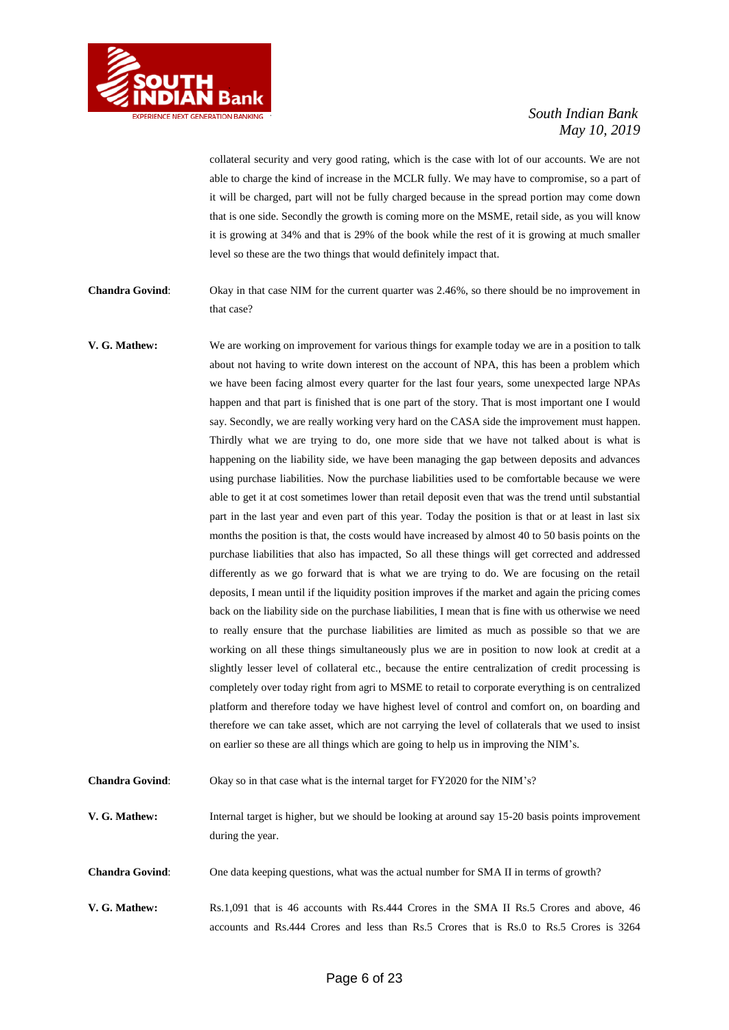collateral security and very good rating, which is the case with lot of our accounts. We are not able to charge the kind of increase in the MCLR fully. We may have to compromise, so a part of it will be charged, part will not be fully charged because in the spread portion may come down that is one side. Secondly the growth is coming more on the MSME, retail side, as you will know it is growing at 34% and that is 29% of the book while the rest of it is growing at much smaller level so these are the two things that would definitely impact that.

**Chandra Govind**: Okay in that case NIM for the current quarter was 2.46%, so there should be no improvement in that case?

**V. G. Mathew:** We are working on improvement for various things for example today we are in a position to talk about not having to write down interest on the account of NPA, this has been a problem which we have been facing almost every quarter for the last four years, some unexpected large NPAs happen and that part is finished that is one part of the story. That is most important one I would say. Secondly, we are really working very hard on the CASA side the improvement must happen. Thirdly what we are trying to do, one more side that we have not talked about is what is happening on the liability side, we have been managing the gap between deposits and advances using purchase liabilities. Now the purchase liabilities used to be comfortable because we were able to get it at cost sometimes lower than retail deposit even that was the trend until substantial part in the last year and even part of this year. Today the position is that or at least in last six months the position is that, the costs would have increased by almost 40 to 50 basis points on the purchase liabilities that also has impacted, So all these things will get corrected and addressed differently as we go forward that is what we are trying to do. We are focusing on the retail deposits, I mean until if the liquidity position improves if the market and again the pricing comes back on the liability side on the purchase liabilities, I mean that is fine with us otherwise we need to really ensure that the purchase liabilities are limited as much as possible so that we are working on all these things simultaneously plus we are in position to now look at credit at a slightly lesser level of collateral etc., because the entire centralization of credit processing is completely over today right from agri to MSME to retail to corporate everything is on centralized platform and therefore today we have highest level of control and comfort on, on boarding and therefore we can take asset, which are not carrying the level of collaterals that we used to insist on earlier so these are all things which are going to help us in improving the NIM's.

**Chandra Govind**: Okay so in that case what is the internal target for FY2020 for the NIM's?

**V. G. Mathew:** Internal target is higher, but we should be looking at around say 15-20 basis points improvement during the year.

**Chandra Govind**: One data keeping questions, what was the actual number for SMA II in terms of growth?

**V. G. Mathew:** Rs.1,091 that is 46 accounts with Rs.444 Crores in the SMA II Rs.5 Crores and above, 46 accounts and Rs.444 Crores and less than Rs.5 Crores that is Rs.0 to Rs.5 Crores is 3264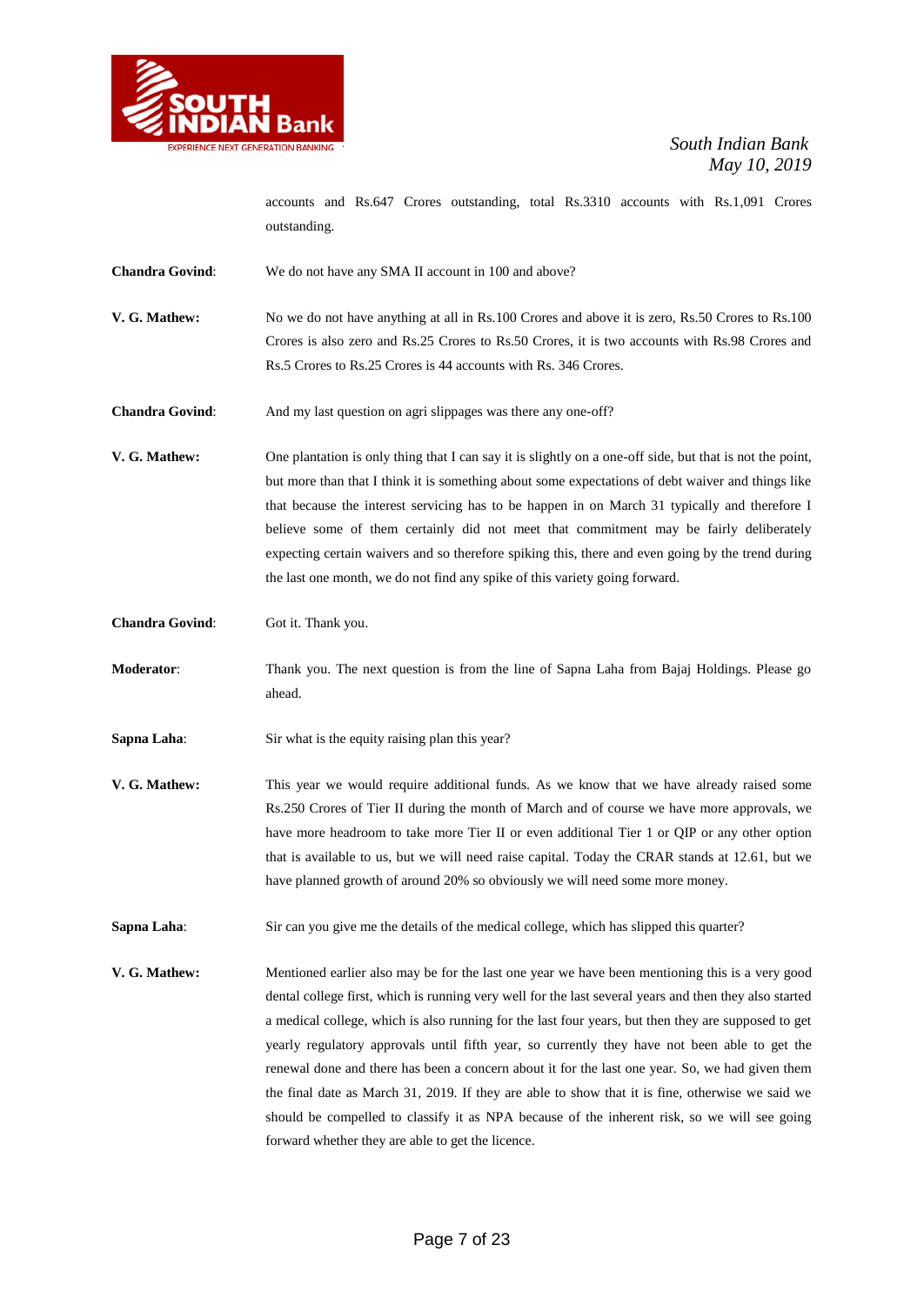accounts and Rs.647 Crores outstanding, total Rs.3310 accounts with Rs.1,091 Crores outstanding.

**Chandra Govind**: We do not have any SMA II account in 100 and above?

**V. G. Mathew:** No we do not have anything at all in Rs.100 Crores and above it is zero, Rs.50 Crores to Rs.100 Crores is also zero and Rs.25 Crores to Rs.50 Crores, it is two accounts with Rs.98 Crores and Rs.5 Crores to Rs.25 Crores is 44 accounts with Rs. 346 Crores.

**Chandra Govind**: And my last question on agri slippages was there any one-off?

**V. G. Mathew:** One plantation is only thing that I can say it is slightly on a one-off side, but that is not the point, but more than that I think it is something about some expectations of debt waiver and things like that because the interest servicing has to be happen in on March 31 typically and therefore I believe some of them certainly did not meet that commitment may be fairly deliberately expecting certain waivers and so therefore spiking this, there and even going by the trend during the last one month, we do not find any spike of this variety going forward.

**Chandra Govind**: Got it. Thank you.

**Moderator**: Thank you. The next question is from the line of Sapna Laha from Bajaj Holdings. Please go ahead.

**Sapna Laha**: Sir what is the equity raising plan this year?

**V. G. Mathew:** This year we would require additional funds. As we know that we have already raised some Rs.250 Crores of Tier II during the month of March and of course we have more approvals, we have more headroom to take more Tier II or even additional Tier 1 or QIP or any other option that is available to us, but we will need raise capital. Today the CRAR stands at 12.61, but we have planned growth of around 20% so obviously we will need some more money.

**Sapna Laha**: Sir can you give me the details of the medical college, which has slipped this quarter?

**V. G. Mathew:** Mentioned earlier also may be for the last one year we have been mentioning this is a very good dental college first, which is running very well for the last several years and then they also started a medical college, which is also running for the last four years, but then they are supposed to get yearly regulatory approvals until fifth year, so currently they have not been able to get the renewal done and there has been a concern about it for the last one year. So, we had given them the final date as March 31, 2019. If they are able to show that it is fine, otherwise we said we should be compelled to classify it as NPA because of the inherent risk, so we will see going forward whether they are able to get the licence.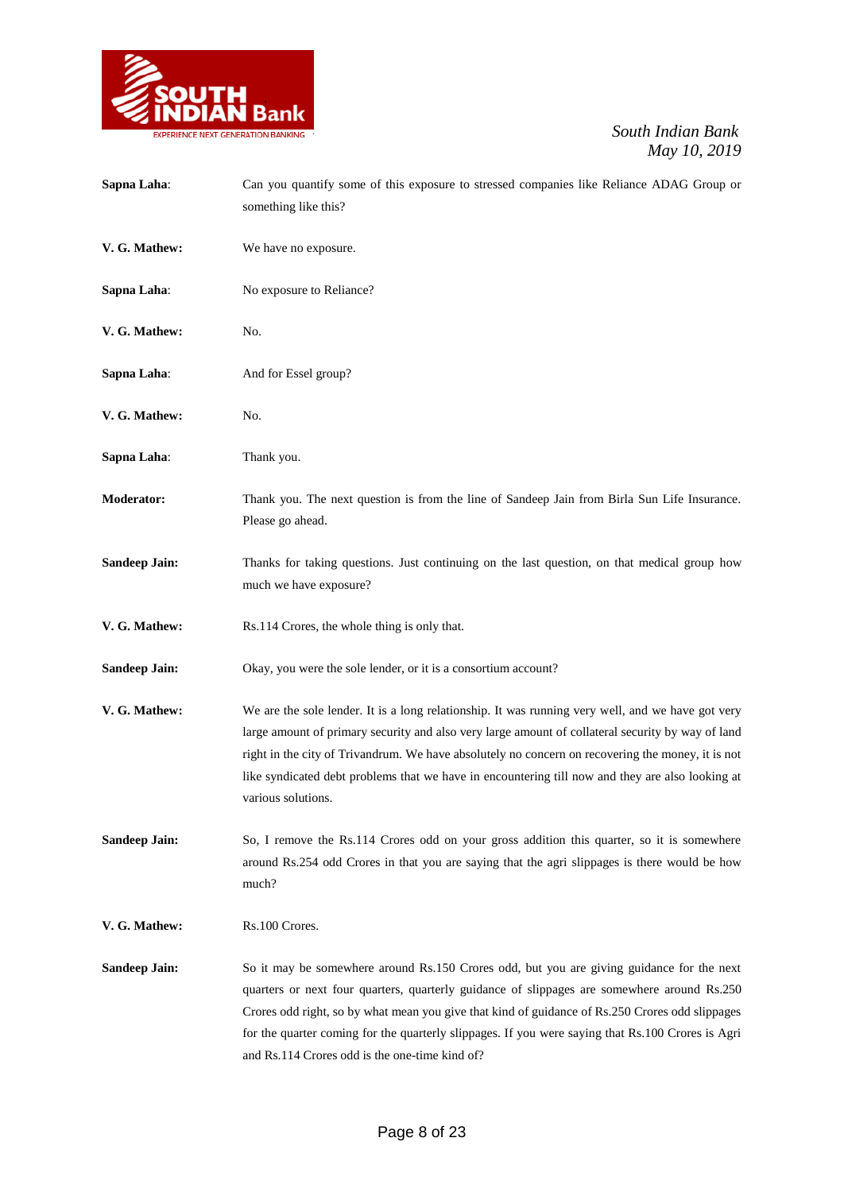**Sapna Laha**: Can you quantify some of this exposure to stressed companies like Reliance ADAG Group or something like this?

**V. G. Mathew:** We have no exposure.

**Sapna Laha**: No exposure to Reliance?

**V. G. Mathew:** No.

**Sapna Laha**: And for Essel group?

**V. G. Mathew:** No.

**Sapna Laha**: Thank you.

**Moderator:** Thank you. The next question is from the line of Sandeep Jain from Birla Sun Life Insurance. Please go ahead.

**Sandeep Jain:** Thanks for taking questions. Just continuing on the last question, on that medical group how much we have exposure?

**V. G. Mathew:** Rs.114 Crores, the whole thing is only that.

**Sandeep Jain:** Okay, you were the sole lender, or it is a consortium account?

**V. G. Mathew:** We are the sole lender. It is a long relationship. It was running very well, and we have got very large amount of primary security and also very large amount of collateral security by way of land right in the city of Trivandrum. We have absolutely no concern on recovering the money, it is not like syndicated debt problems that we have in encountering till now and they are also looking at various solutions.

**Sandeep Jain:** So, I remove the Rs.114 Crores odd on your gross addition this quarter, so it is somewhere around Rs.254 odd Crores in that you are saying that the agri slippages is there would be how much?

**V. G. Mathew:** Rs.100 Crores.

**Sandeep Jain:** So it may be somewhere around Rs.150 Crores odd, but you are giving guidance for the next quarters or next four quarters, quarterly guidance of slippages are somewhere around Rs.250 Crores odd right, so by what mean you give that kind of guidance of Rs.250 Crores odd slippages for the quarter coming for the quarterly slippages. If you were saying that Rs.100 Crores is Agri and Rs.114 Crores odd is the one-time kind of?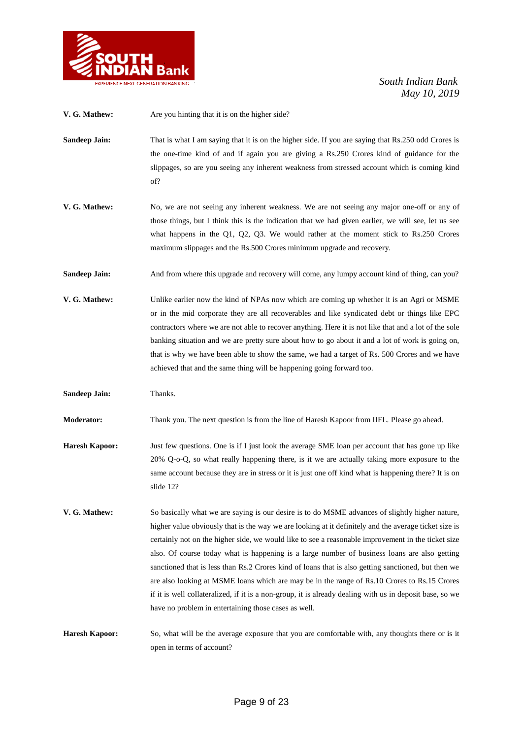**V. G. Mathew:** Are you hinting that it is on the higher side?

**Sandeep Jain:** That is what I am saying that it is on the higher side. If you are saying that Rs.250 odd Crores is the one-time kind of and if again you are giving a Rs.250 Crores kind of guidance for the slippages, so are you seeing any inherent weakness from stressed account which is coming kind of?

**V. G. Mathew:** No, we are not seeing any inherent weakness. We are not seeing any major one-off or any of those things, but I think this is the indication that we had given earlier, we will see, let us see what happens in the Q1, Q2, Q3. We would rather at the moment stick to Rs.250 Crores maximum slippages and the Rs.500 Crores minimum upgrade and recovery.

**Sandeep Jain:** And from where this upgrade and recovery will come, any lumpy account kind of thing, can you?

**V. G. Mathew:** Unlike earlier now the kind of NPAs now which are coming up whether it is an Agri or MSME or in the mid corporate they are all recoverables and like syndicated debt or things like EPC contractors where we are not able to recover anything. Here it is not like that and a lot of the sole banking situation and we are pretty sure about how to go about it and a lot of work is going on, that is why we have been able to show the same, we had a target of Rs. 500 Crores and we have achieved that and the same thing will be happening going forward too.

**Sandeep Jain:** Thanks.

**Moderator:** Thank you. The next question is from the line of Haresh Kapoor from IIFL. Please go ahead.

**Haresh Kapoor:** Just few questions. One is if I just look the average SME loan per account that has gone up like 20% Q-o-Q, so what really happening there, is it we are actually taking more exposure to the same account because they are in stress or it is just one off kind what is happening there? It is on slide 12?

**V. G. Mathew:** So basically what we are saying is our desire is to do MSME advances of slightly higher nature, higher value obviously that is the way we are looking at it definitely and the average ticket size is certainly not on the higher side, we would like to see a reasonable improvement in the ticket size also. Of course today what is happening is a large number of business loans are also getting sanctioned that is less than Rs.2 Crores kind of loans that is also getting sanctioned, but then we are also looking at MSME loans which are may be in the range of Rs.10 Crores to Rs.15 Crores if it is well collateralized, if it is a non-group, it is already dealing with us in deposit base, so we have no problem in entertaining those cases as well.

**Haresh Kapoor:** So, what will be the average exposure that you are comfortable with, any thoughts there or is it open in terms of account?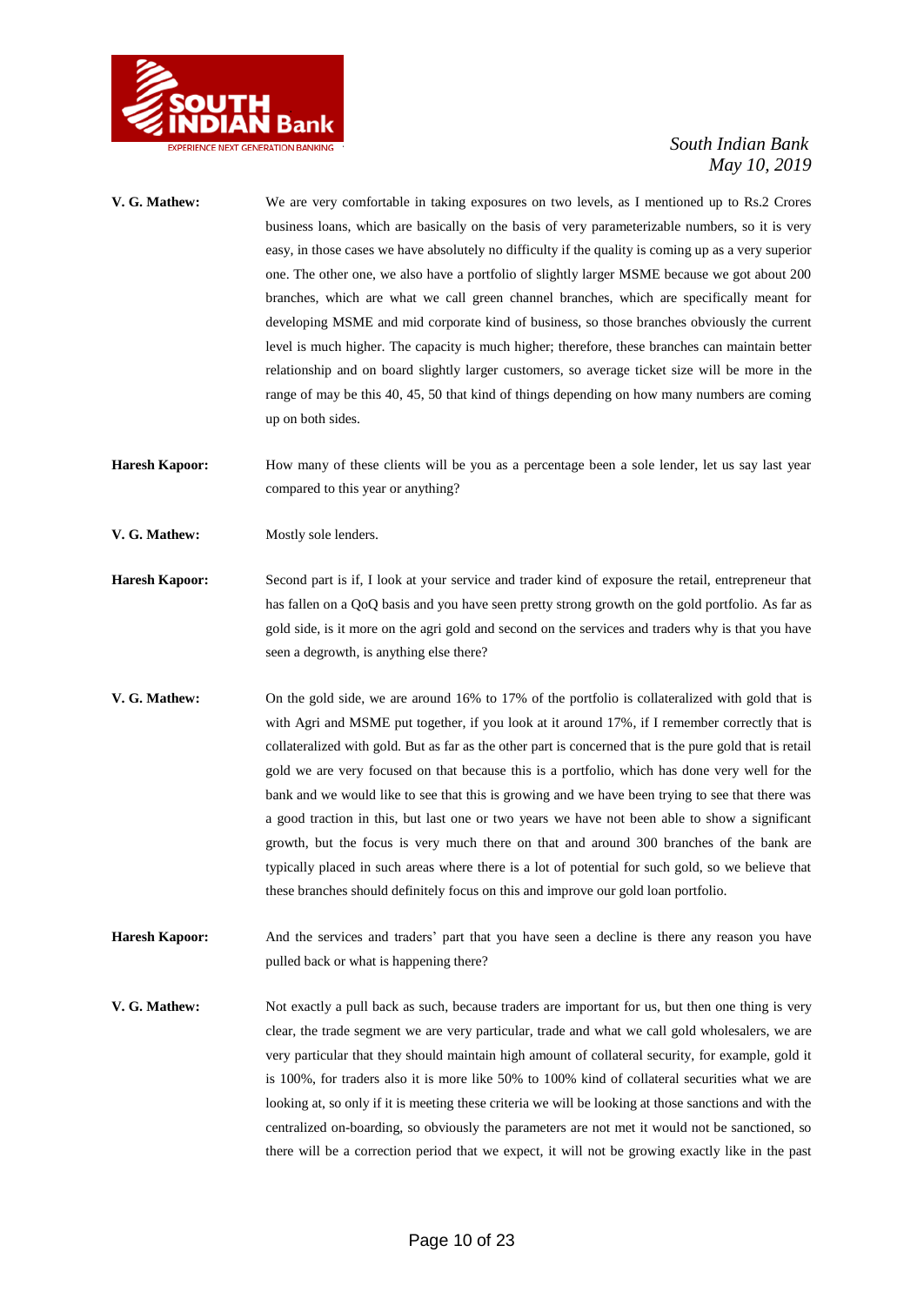**V. G. Mathew:** We are very comfortable in taking exposures on two levels, as I mentioned up to Rs.2 Crores business loans, which are basically on the basis of very parameterizable numbers, so it is very easy, in those cases we have absolutely no difficulty if the quality is coming up as a very superior one. The other one, we also have a portfolio of slightly larger MSME because we got about 200 branches, which are what we call green channel branches, which are specifically meant for developing MSME and mid corporate kind of business, so those branches obviously the current level is much higher. The capacity is much higher; therefore, these branches can maintain better relationship and on board slightly larger customers, so average ticket size will be more in the range of may be this 40, 45, 50 that kind of things depending on how many numbers are coming up on both sides.

**Haresh Kapoor:** How many of these clients will be you as a percentage been a sole lender, let us say last year compared to this year or anything?

**V. G. Mathew:** Mostly sole lenders.

**Haresh Kapoor:** Second part is if, I look at your service and trader kind of exposure the retail, entrepreneur that has fallen on a QoQ basis and you have seen pretty strong growth on the gold portfolio. As far as gold side, is it more on the agri gold and second on the services and traders why is that you have seen a degrowth, is anything else there?

**V. G. Mathew:** On the gold side, we are around 16% to 17% of the portfolio is collateralized with gold that is with Agri and MSME put together, if you look at it around 17%, if I remember correctly that is collateralized with gold. But as far as the other part is concerned that is the pure gold that is retail gold we are very focused on that because this is a portfolio, which has done very well for the bank and we would like to see that this is growing and we have been trying to see that there was a good traction in this, but last one or two years we have not been able to show a significant growth, but the focus is very much there on that and around 300 branches of the bank are typically placed in such areas where there is a lot of potential for such gold, so we believe that these branches should definitely focus on this and improve our gold loan portfolio.

**Haresh Kapoor:** And the services and traders' part that you have seen a decline is there any reason you have pulled back or what is happening there?

**V. G. Mathew:** Not exactly a pull back as such, because traders are important for us, but then one thing is very clear, the trade segment we are very particular, trade and what we call gold wholesalers, we are very particular that they should maintain high amount of collateral security, for example, gold it is 100%, for traders also it is more like 50% to 100% kind of collateral securities what we are looking at, so only if it is meeting these criteria we will be looking at those sanctions and with the centralized on-boarding, so obviously the parameters are not met it would not be sanctioned, so there will be a correction period that we expect, it will not be growing exactly like in the past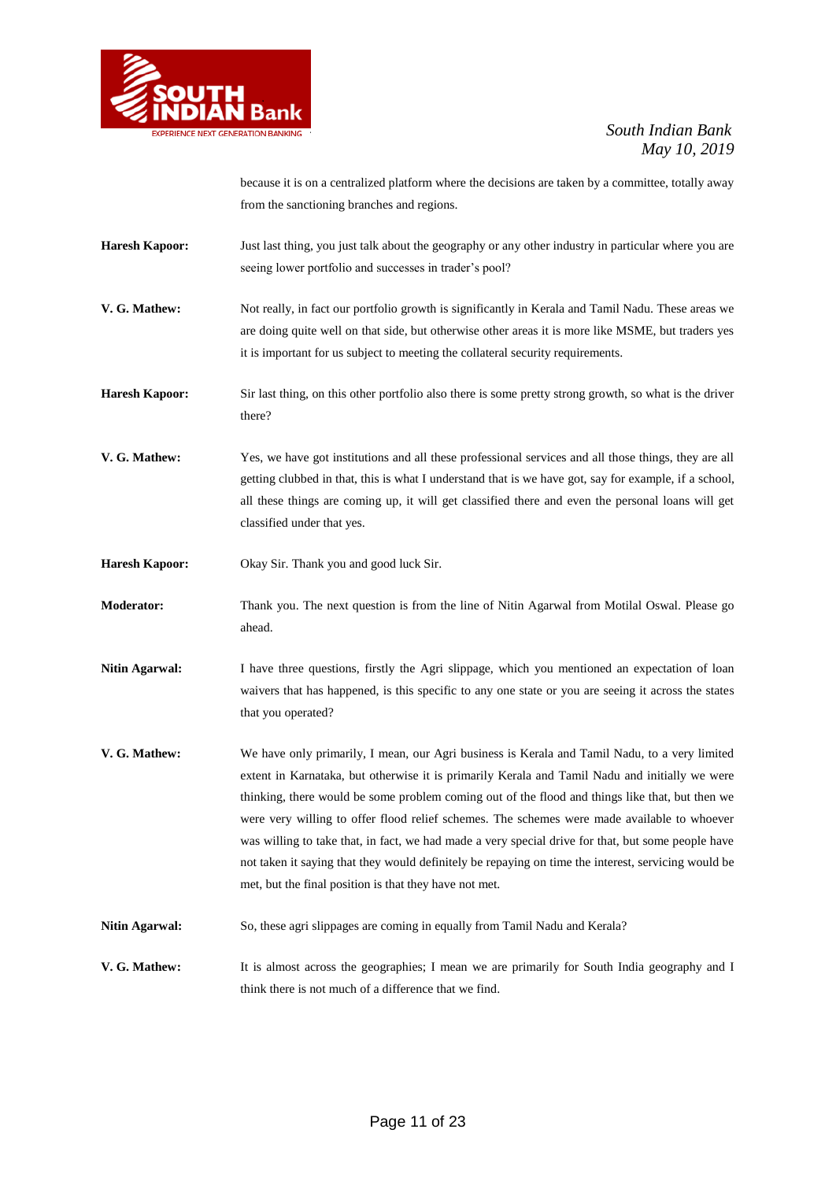because it is on a centralized platform where the decisions are taken by a committee, totally away from the sanctioning branches and regions.

**Haresh Kapoor:** Just last thing, you just talk about the geography or any other industry in particular where you are seeing lower portfolio and successes in trader's pool?

**V. G. Mathew:** Not really, in fact our portfolio growth is significantly in Kerala and Tamil Nadu. These areas we are doing quite well on that side, but otherwise other areas it is more like MSME, but traders yes it is important for us subject to meeting the collateral security requirements.

**Haresh Kapoor:** Sir last thing, on this other portfolio also there is some pretty strong growth, so what is the driver there?

**V. G. Mathew:** Yes, we have got institutions and all these professional services and all those things, they are all getting clubbed in that, this is what I understand that is we have got, say for example, if a school, all these things are coming up, it will get classified there and even the personal loans will get classified under that yes.

**Haresh Kapoor:** Okay Sir. Thank you and good luck Sir.

**Moderator:** Thank you. The next question is from the line of Nitin Agarwal from Motilal Oswal. Please go ahead.

**Nitin Agarwal:** I have three questions, firstly the Agri slippage, which you mentioned an expectation of loan waivers that has happened, is this specific to any one state or you are seeing it across the states that you operated?

**V. G. Mathew:** We have only primarily, I mean, our Agri business is Kerala and Tamil Nadu, to a very limited extent in Karnataka, but otherwise it is primarily Kerala and Tamil Nadu and initially we were thinking, there would be some problem coming out of the flood and things like that, but then we were very willing to offer flood relief schemes. The schemes were made available to whoever was willing to take that, in fact, we had made a very special drive for that, but some people have not taken it saying that they would definitely be repaying on time the interest, servicing would be met, but the final position is that they have not met.

**Nitin Agarwal:** So, these agri slippages are coming in equally from Tamil Nadu and Kerala?

**V. G. Mathew:** It is almost across the geographies; I mean we are primarily for South India geography and I think there is not much of a difference that we find.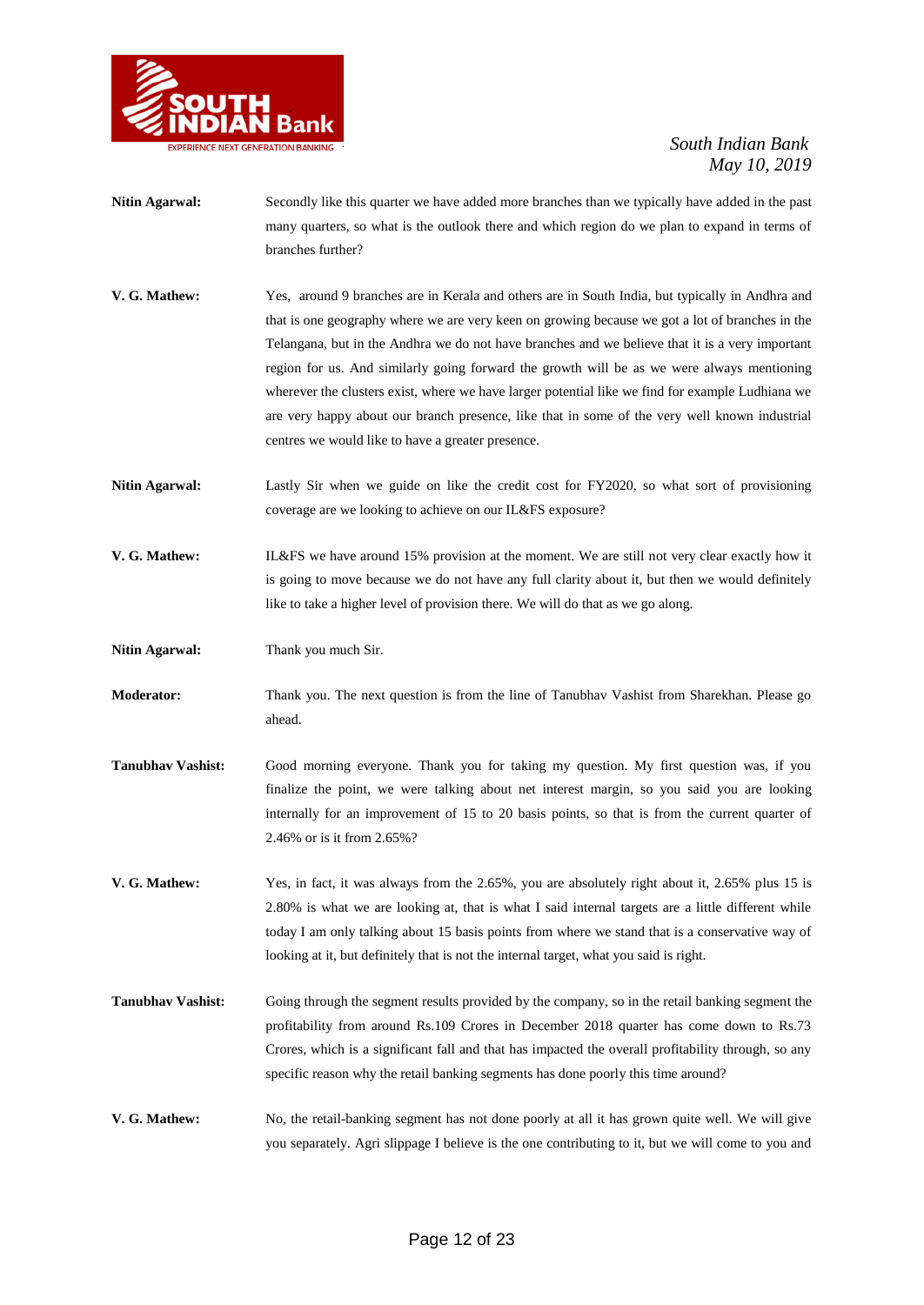**Nitin Agarwal:** Secondly like this quarter we have added more branches than we typically have added in the past many quarters, so what is the outlook there and which region do we plan to expand in terms of branches further?

**V. G. Mathew:** Yes, around 9 branches are in Kerala and others are in South India, but typically in Andhra and that is one geography where we are very keen on growing because we got a lot of branches in the Telangana, but in the Andhra we do not have branches and we believe that it is a very important region for us. And similarly going forward the growth will be as we were always mentioning wherever the clusters exist, where we have larger potential like we find for example Ludhiana we are very happy about our branch presence, like that in some of the very well known industrial centres we would like to have a greater presence.

**Nitin Agarwal:** Lastly Sir when we guide on like the credit cost for FY2020, so what sort of provisioning coverage are we looking to achieve on our IL&FS exposure?

**V. G. Mathew:** IL&FS we have around 15% provision at the moment. We are still not very clear exactly how it is going to move because we do not have any full clarity about it, but then we would definitely like to take a higher level of provision there. We will do that as we go along.

**Nitin Agarwal:** Thank you much Sir.

**Moderator:** Thank you. The next question is from the line of Tanubhav Vashist from Sharekhan. Please go ahead.

**Tanubhav Vashist:** Good morning everyone. Thank you for taking my question. My first question was, if you finalize the point, we were talking about net interest margin, so you said you are looking internally for an improvement of 15 to 20 basis points, so that is from the current quarter of 2.46% or is it from 2.65%?

**V. G. Mathew:** Yes, in fact, it was always from the 2.65%, you are absolutely right about it, 2.65% plus 15 is 2.80% is what we are looking at, that is what I said internal targets are a little different while today I am only talking about 15 basis points from where we stand that is a conservative way of looking at it, but definitely that is not the internal target, what you said is right.

**Tanubhav Vashist:** Going through the segment results provided by the company, so in the retail banking segment the profitability from around Rs.109 Crores in December 2018 quarter has come down to Rs.73 Crores, which is a significant fall and that has impacted the overall profitability through, so any specific reason why the retail banking segments has done poorly this time around?

**V. G. Mathew:** No, the retail-banking segment has not done poorly at all it has grown quite well. We will give you separately. Agri slippage I believe is the one contributing to it, but we will come to you and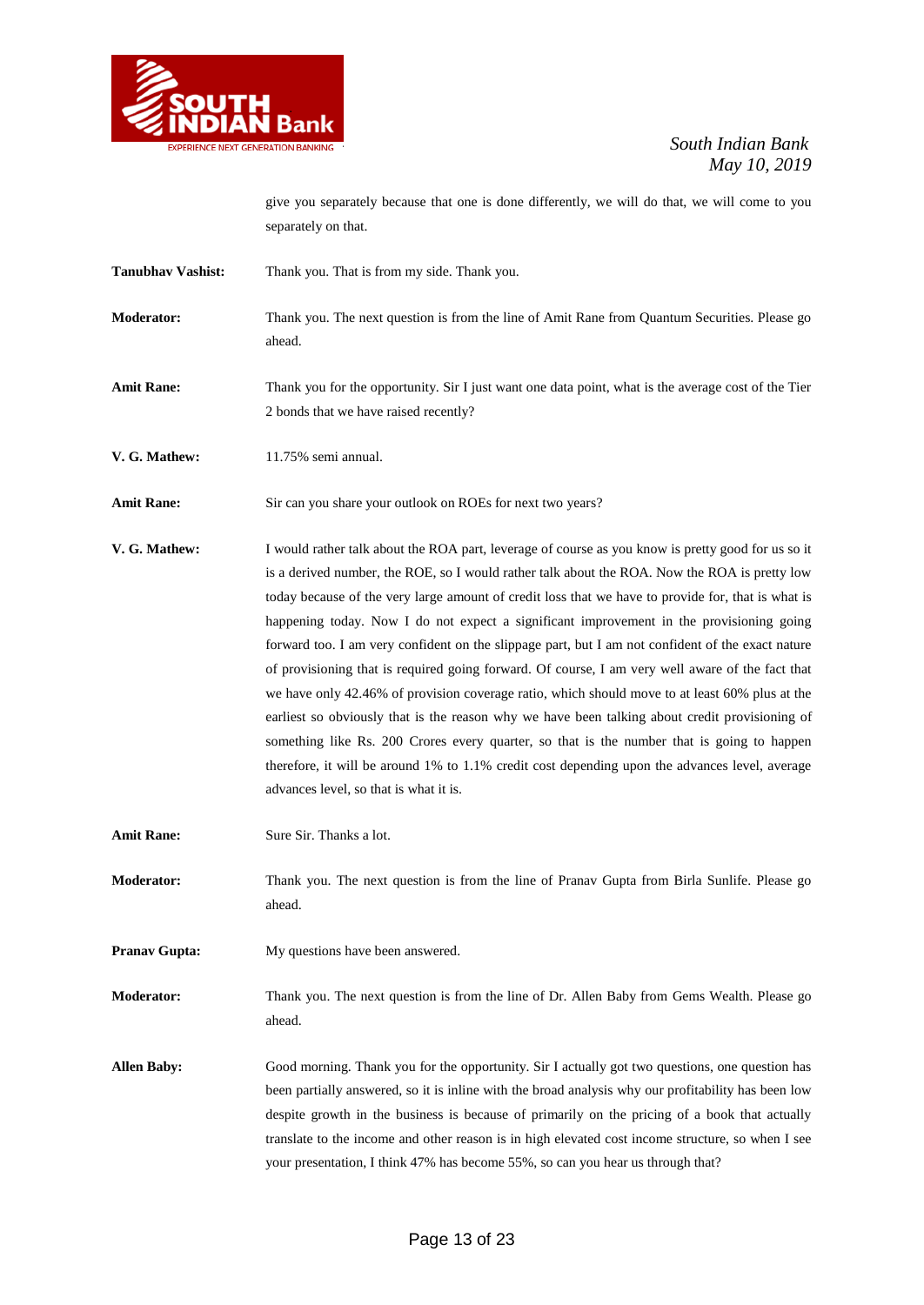give you separately because that one is done differently, we will do that, we will come to you separately on that.

**Tanubhav Vashist:** Thank you. That is from my side. Thank you.

**Moderator:** Thank you. The next question is from the line of Amit Rane from Quantum Securities. Please go ahead.

**Amit Rane:** Thank you for the opportunity. Sir I just want one data point, what is the average cost of the Tier 2 bonds that we have raised recently?

**V. G. Mathew:** 11.75% semi annual.

**Amit Rane:** Sir can you share your outlook on ROEs for next two years?

**V. G. Mathew:** I would rather talk about the ROA part, leverage of course as you know is pretty good for us so it is a derived number, the ROE, so I would rather talk about the ROA. Now the ROA is pretty low today because of the very large amount of credit loss that we have to provide for, that is what is happening today. Now I do not expect a significant improvement in the provisioning going forward too. I am very confident on the slippage part, but I am not confident of the exact nature of provisioning that is required going forward. Of course, I am very well aware of the fact that we have only 42.46% of provision coverage ratio, which should move to at least 60% plus at the earliest so obviously that is the reason why we have been talking about credit provisioning of something like Rs. 200 Crores every quarter, so that is the number that is going to happen therefore, it will be around 1% to 1.1% credit cost depending upon the advances level, average advances level, so that is what it is.

**Amit Rane:** Sure Sir. Thanks a lot.

**Moderator:** Thank you. The next question is from the line of Pranav Gupta from Birla Sunlife. Please go ahead.

**Pranav Gupta:** My questions have been answered.

**Moderator:** Thank you. The next question is from the line of Dr. Allen Baby from Gems Wealth. Please go ahead.

**Allen Baby:** Good morning. Thank you for the opportunity. Sir I actually got two questions, one question has been partially answered, so it is inline with the broad analysis why our profitability has been low despite growth in the business is because of primarily on the pricing of a book that actually translate to the income and other reason is in high elevated cost income structure, so when I see your presentation, I think 47% has become 55%, so can you hear us through that?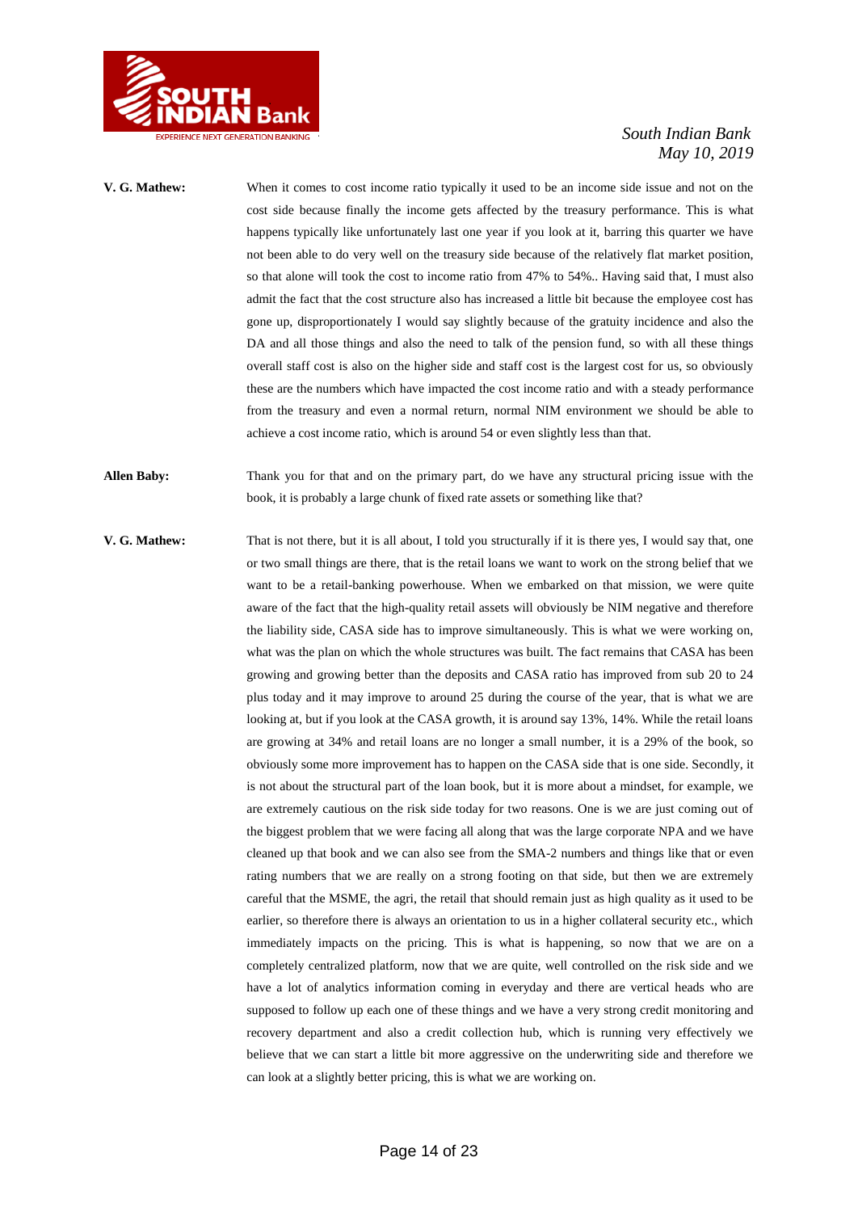**V. G. Mathew:** When it comes to cost income ratio typically it used to be an income side issue and not on the cost side because finally the income gets affected by the treasury performance. This is what happens typically like unfortunately last one year if you look at it, barring this quarter we have not been able to do very well on the treasury side because of the relatively flat market position, so that alone will took the cost to income ratio from 47% to 54%.. Having said that, I must also admit the fact that the cost structure also has increased a little bit because the employee cost has gone up, disproportionately I would say slightly because of the gratuity incidence and also the DA and all those things and also the need to talk of the pension fund, so with all these things overall staff cost is also on the higher side and staff cost is the largest cost for us, so obviously these are the numbers which have impacted the cost income ratio and with a steady performance from the treasury and even a normal return, normal NIM environment we should be able to achieve a cost income ratio, which is around 54 or even slightly less than that.

**Allen Baby:** Thank you for that and on the primary part, do we have any structural pricing issue with the book, it is probably a large chunk of fixed rate assets or something like that?

**V. G. Mathew:** That is not there, but it is all about, I told you structurally if it is there yes, I would say that, one or two small things are there, that is the retail loans we want to work on the strong belief that we want to be a retail-banking powerhouse. When we embarked on that mission, we were quite aware of the fact that the high-quality retail assets will obviously be NIM negative and therefore the liability side, CASA side has to improve simultaneously. This is what we were working on, what was the plan on which the whole structures was built. The fact remains that CASA has been growing and growing better than the deposits and CASA ratio has improved from sub 20 to 24 plus today and it may improve to around 25 during the course of the year, that is what we are looking at, but if you look at the CASA growth, it is around say 13%, 14%. While the retail loans are growing at 34% and retail loans are no longer a small number, it is a 29% of the book, so obviously some more improvement has to happen on the CASA side that is one side. Secondly, it is not about the structural part of the loan book, but it is more about a mindset, for example, we are extremely cautious on the risk side today for two reasons. One is we are just coming out of the biggest problem that we were facing all along that was the large corporate NPA and we have cleaned up that book and we can also see from the SMA-2 numbers and things like that or even rating numbers that we are really on a strong footing on that side, but then we are extremely careful that the MSME, the agri, the retail that should remain just as high quality as it used to be earlier, so therefore there is always an orientation to us in a higher collateral security etc., which immediately impacts on the pricing. This is what is happening, so now that we are on a completely centralized platform, now that we are quite, well controlled on the risk side and we have a lot of analytics information coming in everyday and there are vertical heads who are supposed to follow up each one of these things and we have a very strong credit monitoring and recovery department and also a credit collection hub, which is running very effectively we believe that we can start a little bit more aggressive on the underwriting side and therefore we can look at a slightly better pricing, this is what we are working on.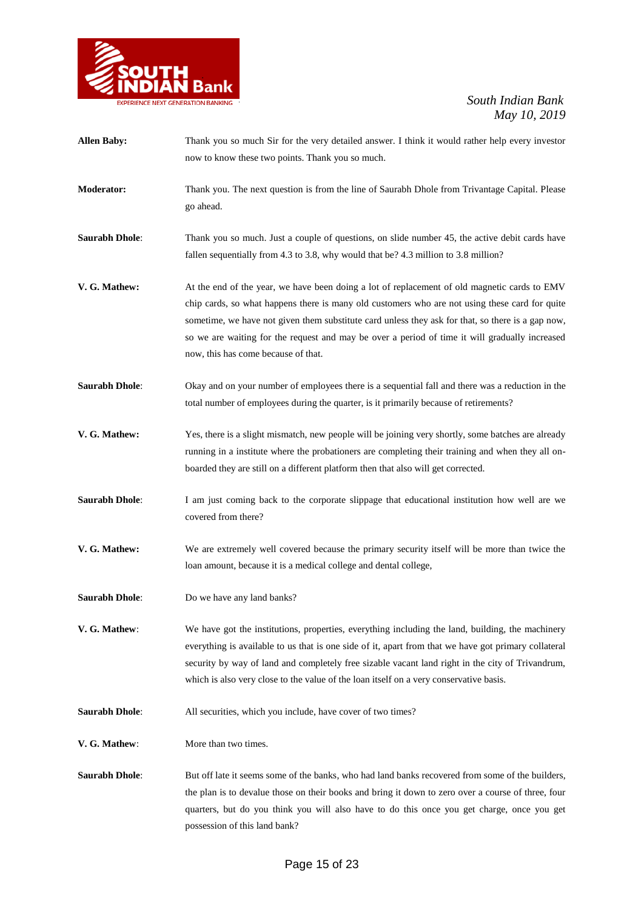**Allen Baby:** Thank you so much Sir for the very detailed answer. I think it would rather help every investor now to know these two points. Thank you so much.

**Moderator:** Thank you. The next question is from the line of Saurabh Dhole from Trivantage Capital. Please go ahead.

**Saurabh Dhole**: Thank you so much. Just a couple of questions, on slide number 45, the active debit cards have fallen sequentially from 4.3 to 3.8, why would that be? 4.3 million to 3.8 million?

**V. G. Mathew:** At the end of the year, we have been doing a lot of replacement of old magnetic cards to EMV chip cards, so what happens there is many old customers who are not using these card for quite sometime, we have not given them substitute card unless they ask for that, so there is a gap now, so we are waiting for the request and may be over a period of time it will gradually increased now, this has come because of that.

**Saurabh Dhole**: Okay and on your number of employees there is a sequential fall and there was a reduction in the total number of employees during the quarter, is it primarily because of retirements?

**V. G. Mathew:** Yes, there is a slight mismatch, new people will be joining very shortly, some batches are already running in a institute where the probationers are completing their training and when they all on-boarded they are still on a different platform then that also will get corrected.

**Saurabh Dhole**: I am just coming back to the corporate slippage that educational institution how well are we covered from there?

**V. G. Mathew:** We are extremely well covered because the primary security itself will be more than twice the loan amount, because it is a medical college and dental college,

**Saurabh Dhole**: Do we have any land banks?

**V. G. Mathew**: We have got the institutions, properties, everything including the land, building, the machinery everything is available to us that is one side of it, apart from that we have got primary collateral security by way of land and completely free sizable vacant land right in the city of Trivandrum, which is also very close to the value of the loan itself on a very conservative basis.

**Saurabh Dhole**: All securities, which you include, have cover of two times?

**V. G. Mathew**: More than two times.

**Saurabh Dhole**: But off late it seems some of the banks, who had land banks recovered from some of the builders, the plan is to devalue those on their books and bring it down to zero over a course of three, four quarters, but do you think you will also have to do this once you get charge, once you get possession of this land bank?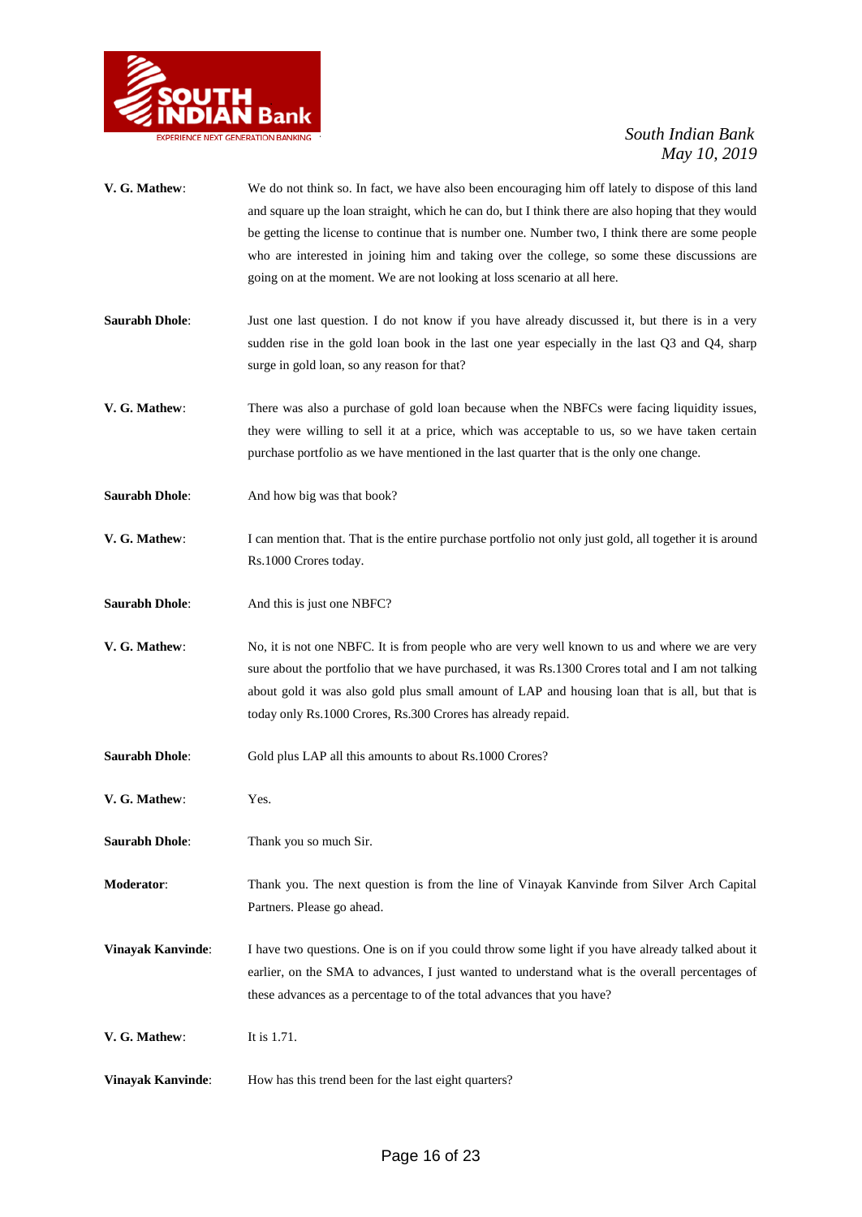**V. G. Mathew**: We do not think so. In fact, we have also been encouraging him off lately to dispose of this land and square up the loan straight, which he can do, but I think there are also hoping that they would be getting the license to continue that is number one. Number two, I think there are some people who are interested in joining him and taking over the college, so some these discussions are going on at the moment. We are not looking at loss scenario at all here.

**Saurabh Dhole**: Just one last question. I do not know if you have already discussed it, but there is in a very sudden rise in the gold loan book in the last one year especially in the last Q3 and Q4, sharp surge in gold loan, so any reason for that?

**V. G. Mathew**: There was also a purchase of gold loan because when the NBFCs were facing liquidity issues, they were willing to sell it at a price, which was acceptable to us, so we have taken certain purchase portfolio as we have mentioned in the last quarter that is the only one change.

**Saurabh Dhole**: And how big was that book?

**V. G. Mathew**: I can mention that. That is the entire purchase portfolio not only just gold, all together it is around Rs.1000 Crores today.

**Saurabh Dhole**: And this is just one NBFC?

**V. G. Mathew**: No, it is not one NBFC. It is from people who are very well known to us and where we are very sure about the portfolio that we have purchased, it was Rs.1300 Crores total and I am not talking about gold it was also gold plus small amount of LAP and housing loan that is all, but that is today only Rs.1000 Crores, Rs.300 Crores has already repaid.

**Saurabh Dhole**: Gold plus LAP all this amounts to about Rs.1000 Crores?

**V. G. Mathew**: Yes.

**Saurabh Dhole**: Thank you so much Sir.

**Moderator**: Thank you. The next question is from the line of Vinayak Kanvinde from Silver Arch Capital Partners. Please go ahead.

**Vinayak Kanvinde**: I have two questions. One is on if you could throw some light if you have already talked about it earlier, on the SMA to advances, I just wanted to understand what is the overall percentages of these advances as a percentage to of the total advances that you have?

**V. G. Mathew**: It is 1.71.

**Vinayak Kanvinde**: How has this trend been for the last eight quarters?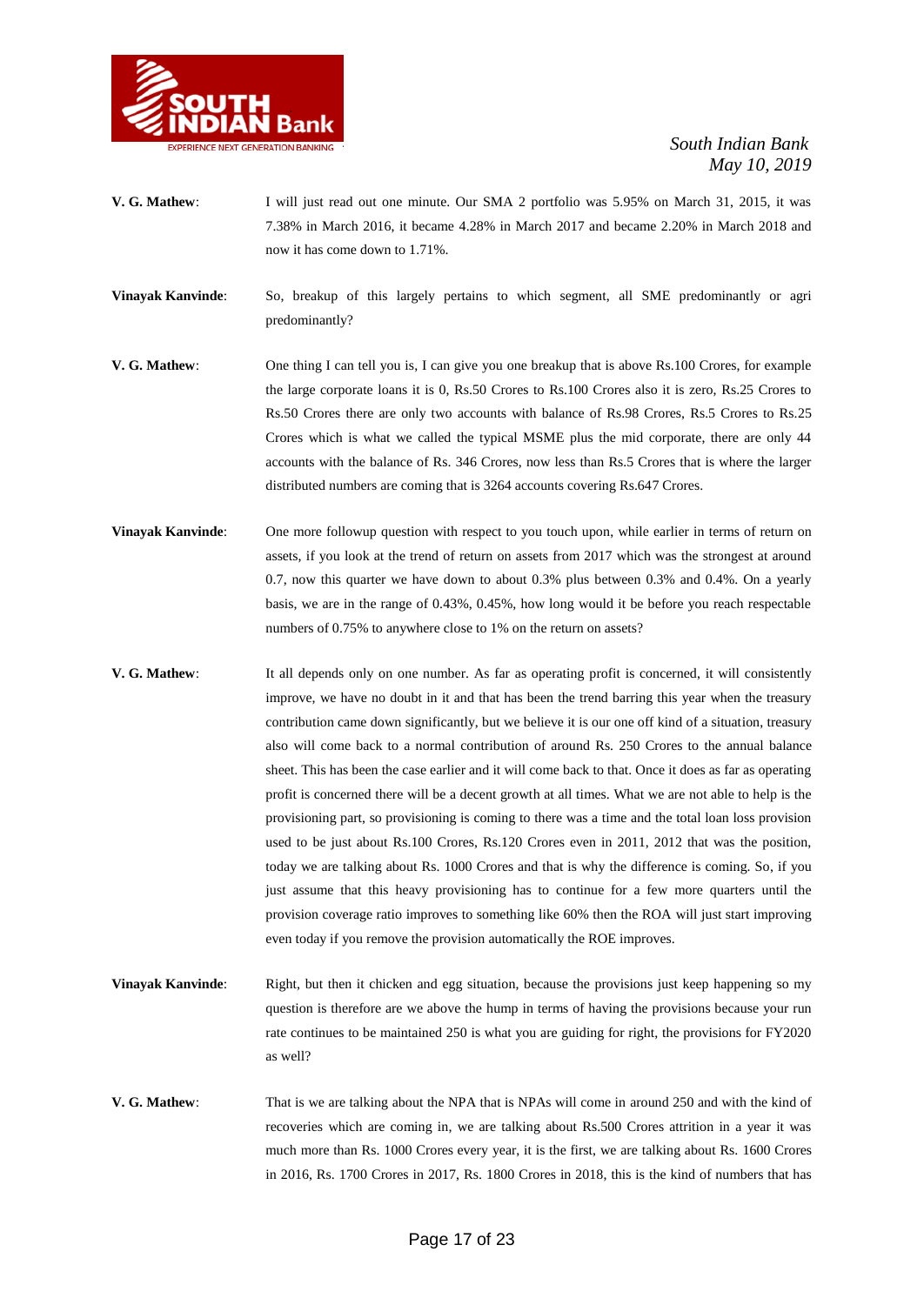**V. G. Mathew**: I will just read out one minute. Our SMA 2 portfolio was 5.95% on March 31, 2015, it was 7.38% in March 2016, it became 4.28% in March 2017 and became 2.20% in March 2018 and now it has come down to 1.71%.

**Vinayak Kanvinde**: So, breakup of this largely pertains to which segment, all SME predominantly or agri predominantly?

**V. G. Mathew**: One thing I can tell you is, I can give you one breakup that is above Rs.100 Crores, for example the large corporate loans it is 0, Rs.50 Crores to Rs.100 Crores also it is zero, Rs.25 Crores to Rs.50 Crores there are only two accounts with balance of Rs.98 Crores, Rs.5 Crores to Rs.25 Crores which is what we called the typical MSME plus the mid corporate, there are only 44 accounts with the balance of Rs. 346 Crores, now less than Rs.5 Crores that is where the larger distributed numbers are coming that is 3264 accounts covering Rs.647 Crores.

**Vinayak Kanvinde**: One more followup question with respect to you touch upon, while earlier in terms of return on assets, if you look at the trend of return on assets from 2017 which was the strongest at around 0.7, now this quarter we have down to about 0.3% plus between 0.3% and 0.4%. On a yearly basis, we are in the range of 0.43%, 0.45%, how long would it be before you reach respectable numbers of 0.75% to anywhere close to 1% on the return on assets?

**V. G. Mathew**: It all depends only on one number. As far as operating profit is concerned, it will consistently improve, we have no doubt in it and that has been the trend barring this year when the treasury contribution came down significantly, but we believe it is our one off kind of a situation, treasury also will come back to a normal contribution of around Rs. 250 Crores to the annual balance sheet. This has been the case earlier and it will come back to that. Once it does as far as operating profit is concerned there will be a decent growth at all times. What we are not able to help is the provisioning part, so provisioning is coming to there was a time and the total loan loss provision used to be just about Rs.100 Crores, Rs.120 Crores even in 2011, 2012 that was the position, today we are talking about Rs. 1000 Crores and that is why the difference is coming. So, if you just assume that this heavy provisioning has to continue for a few more quarters until the provision coverage ratio improves to something like 60% then the ROA will just start improving even today if you remove the provision automatically the ROE improves.

**Vinayak Kanvinde**: Right, but then it chicken and egg situation, because the provisions just keep happening so my question is therefore are we above the hump in terms of having the provisions because your run rate continues to be maintained 250 is what you are guiding for right, the provisions for FY2020 as well?

**V. G. Mathew**: That is we are talking about the NPA that is NPAs will come in around 250 and with the kind of recoveries which are coming in, we are talking about Rs.500 Crores attrition in a year it was much more than Rs. 1000 Crores every year, it is the first, we are talking about Rs. 1600 Crores in 2016, Rs. 1700 Crores in 2017, Rs. 1800 Crores in 2018, this is the kind of numbers that has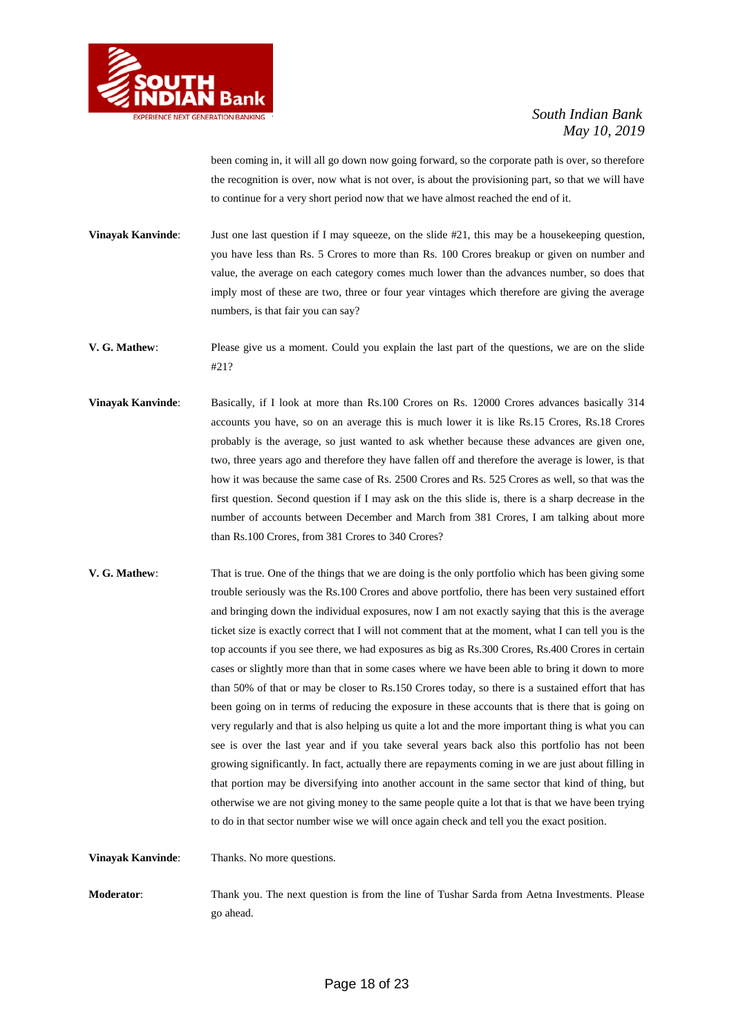been coming in, it will all go down now going forward, so the corporate path is over, so therefore the recognition is over, now what is not over, is about the provisioning part, so that we will have to continue for a very short period now that we have almost reached the end of it.

**Vinayak Kanvinde**: Just one last question if I may squeeze, on the slide #21, this may be a housekeeping question, you have less than Rs. 5 Crores to more than Rs. 100 Crores breakup or given on number and value, the average on each category comes much lower than the advances number, so does that imply most of these are two, three or four year vintages which therefore are giving the average numbers, is that fair you can say?

**V. G. Mathew**: Please give us a moment. Could you explain the last part of the questions, we are on the slide #21?

**Vinayak Kanvinde**: Basically, if I look at more than Rs.100 Crores on Rs. 12000 Crores advances basically 314 accounts you have, so on an average this is much lower it is like Rs.15 Crores, Rs.18 Crores probably is the average, so just wanted to ask whether because these advances are given one, two, three years ago and therefore they have fallen off and therefore the average is lower, is that how it was because the same case of Rs. 2500 Crores and Rs. 525 Crores as well, so that was the first question. Second question if I may ask on the this slide is, there is a sharp decrease in the number of accounts between December and March from 381 Crores, I am talking about more than Rs.100 Crores, from 381 Crores to 340 Crores?

**V. G. Mathew**: That is true. One of the things that we are doing is the only portfolio which has been giving some trouble seriously was the Rs.100 Crores and above portfolio, there has been very sustained effort and bringing down the individual exposures, now I am not exactly saying that this is the average ticket size is exactly correct that I will not comment that at the moment, what I can tell you is the top accounts if you see there, we had exposures as big as Rs.300 Crores, Rs.400 Crores in certain cases or slightly more than that in some cases where we have been able to bring it down to more than 50% of that or may be closer to Rs.150 Crores today, so there is a sustained effort that has been going on in terms of reducing the exposure in these accounts that is there that is going on very regularly and that is also helping us quite a lot and the more important thing is what you can see is over the last year and if you take several years back also this portfolio has not been growing significantly. In fact, actually there are repayments coming in we are just about filling in that portion may be diversifying into another account in the same sector that kind of thing, but otherwise we are not giving money to the same people quite a lot that is that we have been trying to do in that sector number wise we will once again check and tell you the exact position.

**Vinayak Kanvinde**: Thanks. No more questions.

**Moderator**: Thank you. The next question is from the line of Tushar Sarda from Aetna Investments. Please go ahead.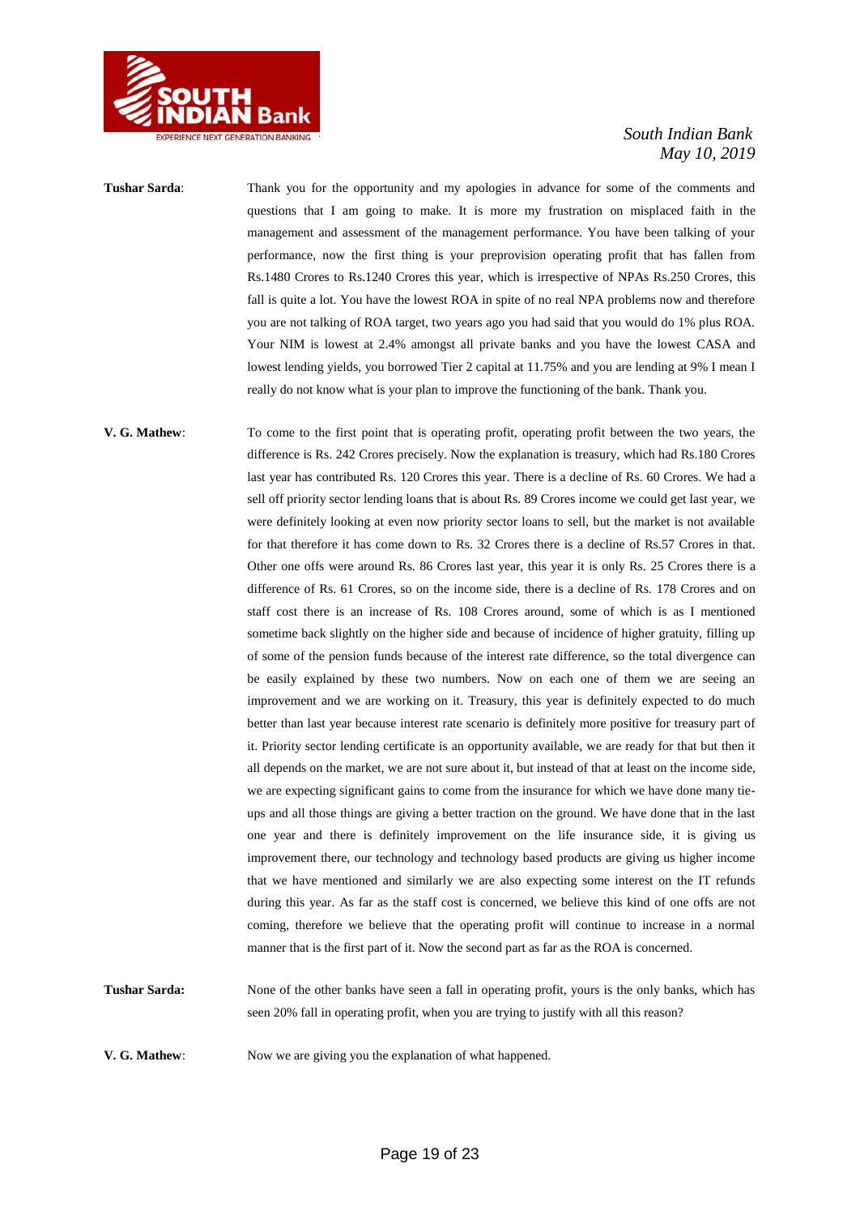**Tushar Sarda**: Thank you for the opportunity and my apologies in advance for some of the comments and questions that I am going to make. It is more my frustration on misplaced faith in the management and assessment of the management performance. You have been talking of your performance, now the first thing is your preprovision operating profit that has fallen from Rs.1480 Crores to Rs.1240 Crores this year, which is irrespective of NPAs Rs.250 Crores, this fall is quite a lot. You have the lowest ROA in spite of no real NPA problems now and therefore you are not talking of ROA target, two years ago you had said that you would do 1% plus ROA. Your NIM is lowest at 2.4% amongst all private banks and you have the lowest CASA and lowest lending yields, you borrowed Tier 2 capital at 11.75% and you are lending at 9% I mean I really do not know what is your plan to improve the functioning of the bank. Thank you.

**V. G. Mathew**: To come to the first point that is operating profit, operating profit between the two years, the difference is Rs. 242 Crores precisely. Now the explanation is treasury, which had Rs.180 Crores last year has contributed Rs. 120 Crores this year. There is a decline of Rs. 60 Crores. We had a sell off priority sector lending loans that is about Rs. 89 Crores income we could get last year, we were definitely looking at even now priority sector loans to sell, but the market is not available for that therefore it has come down to Rs. 32 Crores there is a decline of Rs.57 Crores in that. Other one offs were around Rs. 86 Crores last year, this year it is only Rs. 25 Crores there is a difference of Rs. 61 Crores, so on the income side, there is a decline of Rs. 178 Crores and on staff cost there is an increase of Rs. 108 Crores around, some of which is as I mentioned sometime back slightly on the higher side and because of incidence of higher gratuity, filling up of some of the pension funds because of the interest rate difference, so the total divergence can be easily explained by these two numbers. Now on each one of them we are seeing an improvement and we are working on it. Treasury, this year is definitely expected to do much better than last year because interest rate scenario is definitely more positive for treasury part of it. Priority sector lending certificate is an opportunity available, we are ready for that but then it all depends on the market, we are not sure about it, but instead of that at least on the income side, we are expecting significant gains to come from the insurance for which we have done many tie-ups and all those things are giving a better traction on the ground. We have done that in the last one year and there is definitely improvement on the life insurance side, it is giving us improvement there, our technology and technology based products are giving us higher income that we have mentioned and similarly we are also expecting some interest on the IT refunds during this year. As far as the staff cost is concerned, we believe this kind of one offs are not coming, therefore we believe that the operating profit will continue to increase in a normal manner that is the first part of it. Now the second part as far as the ROA is concerned.

**Tushar Sarda:** None of the other banks have seen a fall in operating profit, yours is the only banks, which has seen 20% fall in operating profit, when you are trying to justify with all this reason?

**V. G. Mathew**: Now we are giving you the explanation of what happened.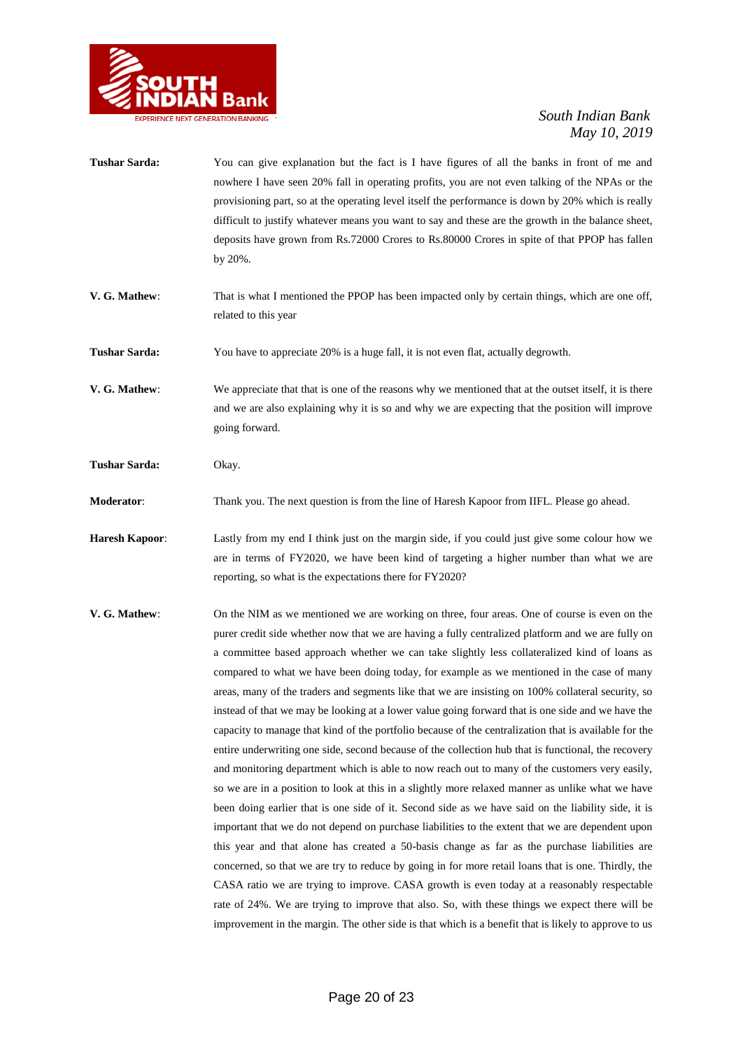**Tushar Sarda:** You can give explanation but the fact is I have figures of all the banks in front of me and nowhere I have seen 20% fall in operating profits, you are not even talking of the NPAs or the provisioning part, so at the operating level itself the performance is down by 20% which is really difficult to justify whatever means you want to say and these are the growth in the balance sheet, deposits have grown from Rs.72000 Crores to Rs.80000 Crores in spite of that PPOP has fallen by 20%.

**V. G. Mathew**: That is what I mentioned the PPOP has been impacted only by certain things, which are one off, related to this year

**Tushar Sarda:** You have to appreciate 20% is a huge fall, it is not even flat, actually degrowth.

**V. G. Mathew**: We appreciate that that is one of the reasons why we mentioned that at the outset itself, it is there and we are also explaining why it is so and why we are expecting that the position will improve going forward.

**Tushar Sarda:** Okay.

**Moderator**: Thank you. The next question is from the line of Haresh Kapoor from IIFL. Please go ahead.

**Haresh Kapoor**: Lastly from my end I think just on the margin side, if you could just give some colour how we are in terms of FY2020, we have been kind of targeting a higher number than what we are reporting, so what is the expectations there for FY2020?

**V. G. Mathew**: On the NIM as we mentioned we are working on three, four areas. One of course is even on the purer credit side whether now that we are having a fully centralized platform and we are fully on a committee based approach whether we can take slightly less collateralized kind of loans as compared to what we have been doing today, for example as we mentioned in the case of many areas, many of the traders and segments like that we are insisting on 100% collateral security, so instead of that we may be looking at a lower value going forward that is one side and we have the capacity to manage that kind of the portfolio because of the centralization that is available for the entire underwriting one side, second because of the collection hub that is functional, the recovery and monitoring department which is able to now reach out to many of the customers very easily, so we are in a position to look at this in a slightly more relaxed manner as unlike what we have been doing earlier that is one side of it. Second side as we have said on the liability side, it is important that we do not depend on purchase liabilities to the extent that we are dependent upon this year and that alone has created a 50-basis change as far as the purchase liabilities are concerned, so that we are try to reduce by going in for more retail loans that is one. Thirdly, the CASA ratio we are trying to improve. CASA growth is even today at a reasonably respectable rate of 24%. We are trying to improve that also. So, with these things we expect there will be improvement in the margin. The other side is that which is a benefit that is likely to approve to us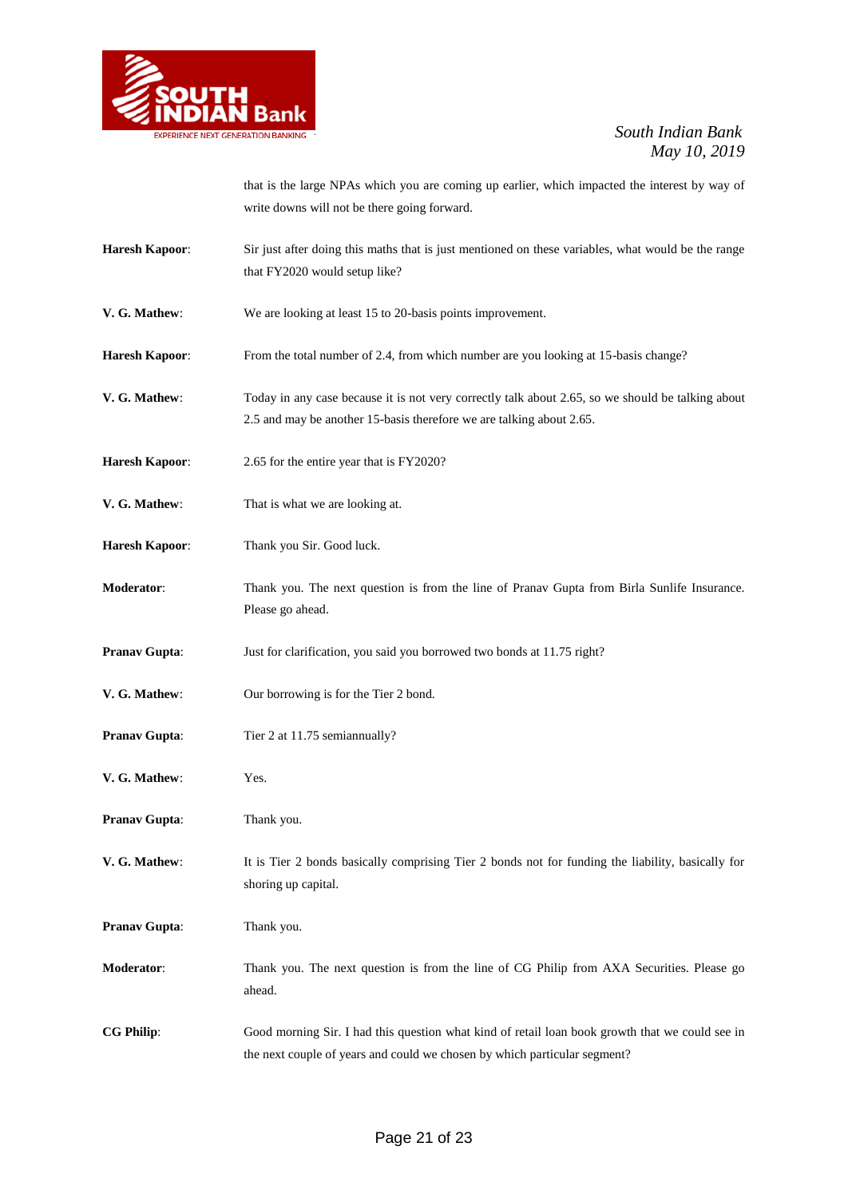that is the large NPAs which you are coming up earlier, which impacted the interest by way of write downs will not be there going forward.

**Haresh Kapoor**: Sir just after doing this maths that is just mentioned on these variables, what would be the range that FY2020 would setup like?

**V. G. Mathew**: We are looking at least 15 to 20-basis points improvement.

**Haresh Kapoor**: From the total number of 2.4, from which number are you looking at 15-basis change?

**V. G. Mathew**: Today in any case because it is not very correctly talk about 2.65, so we should be talking about 2.5 and may be another 15-basis therefore we are talking about 2.65.

**Haresh Kapoor**: 2.65 for the entire year that is FY2020?

**V. G. Mathew**: That is what we are looking at.

**Haresh Kapoor**: Thank you Sir. Good luck.

**Moderator**: Thank you. The next question is from the line of Pranav Gupta from Birla Sunlife Insurance. Please go ahead.

**Pranav Gupta**: Just for clarification, you said you borrowed two bonds at 11.75 right?

**V. G. Mathew**: Our borrowing is for the Tier 2 bond.

**Pranav Gupta**: Tier 2 at 11.75 semiannually?

**V. G. Mathew**: Yes.

**Pranav Gupta**: Thank you.

**V. G. Mathew**: It is Tier 2 bonds basically comprising Tier 2 bonds not for funding the liability, basically for shoring up capital.

**Pranav Gupta**: Thank you.

**Moderator**: Thank you. The next question is from the line of CG Philip from AXA Securities. Please go ahead.

**CG Philip**: Good morning Sir. I had this question what kind of retail loan book growth that we could see in the next couple of years and could we chosen by which particular segment?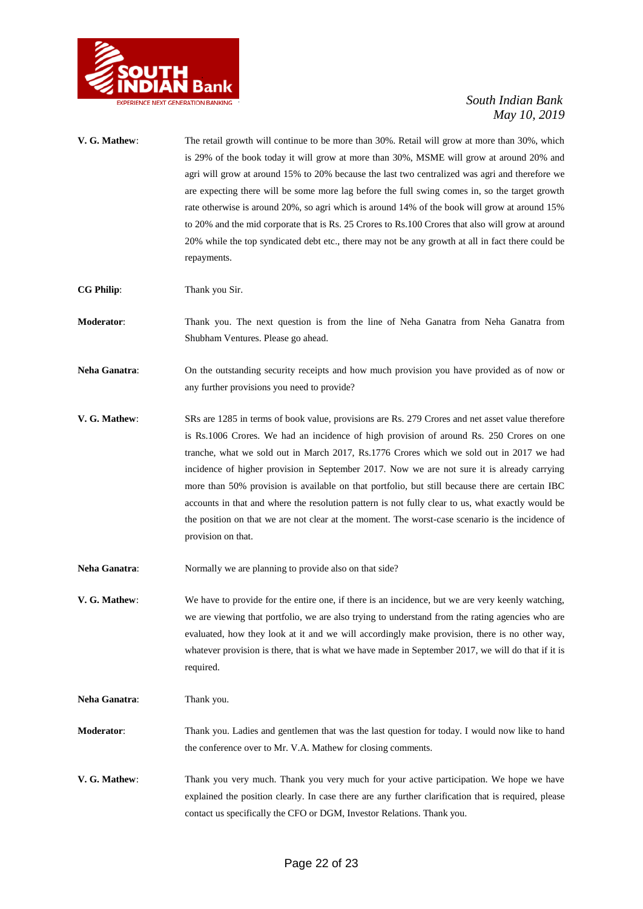**V. G. Mathew**: The retail growth will continue to be more than 30%. Retail will grow at more than 30%, which is 29% of the book today it will grow at more than 30%, MSME will grow at around 20% and agri will grow at around 15% to 20% because the last two centralized was agri and therefore we are expecting there will be some more lag before the full swing comes in, so the target growth rate otherwise is around 20%, so agri which is around 14% of the book will grow at around 15% to 20% and the mid corporate that is Rs. 25 Crores to Rs.100 Crores that also will grow at around 20% while the top syndicated debt etc., there may not be any growth at all in fact there could be repayments.

**CG Philip**: Thank you Sir.

**Moderator**: Thank you. The next question is from the line of Neha Ganatra from Neha Ganatra from Shubham Ventures. Please go ahead.

**Neha Ganatra**: On the outstanding security receipts and how much provision you have provided as of now or any further provisions you need to provide?

**V. G. Mathew**: SRs are 1285 in terms of book value, provisions are Rs. 279 Crores and net asset value therefore is Rs.1006 Crores. We had an incidence of high provision of around Rs. 250 Crores on one tranche, what we sold out in March 2017, Rs.1776 Crores which we sold out in 2017 we had incidence of higher provision in September 2017. Now we are not sure it is already carrying more than 50% provision is available on that portfolio, but still because there are certain IBC accounts in that and where the resolution pattern is not fully clear to us, what exactly would be the position on that we are not clear at the moment. The worst-case scenario is the incidence of provision on that.

**Neha Ganatra**: Normally we are planning to provide also on that side?

**V. G. Mathew**: We have to provide for the entire one, if there is an incidence, but we are very keenly watching, we are viewing that portfolio, we are also trying to understand from the rating agencies who are evaluated, how they look at it and we will accordingly make provision, there is no other way, whatever provision is there, that is what we have made in September 2017, we will do that if it is required.

**Neha Ganatra**: Thank you.

**Moderator**: Thank you. Ladies and gentlemen that was the last question for today. I would now like to hand the conference over to Mr. V.A. Mathew for closing comments.

**V. G. Mathew**: Thank you very much. Thank you very much for your active participation. We hope we have explained the position clearly. In case there are any further clarification that is required, please contact us specifically the CFO or DGM, Investor Relations. Thank you.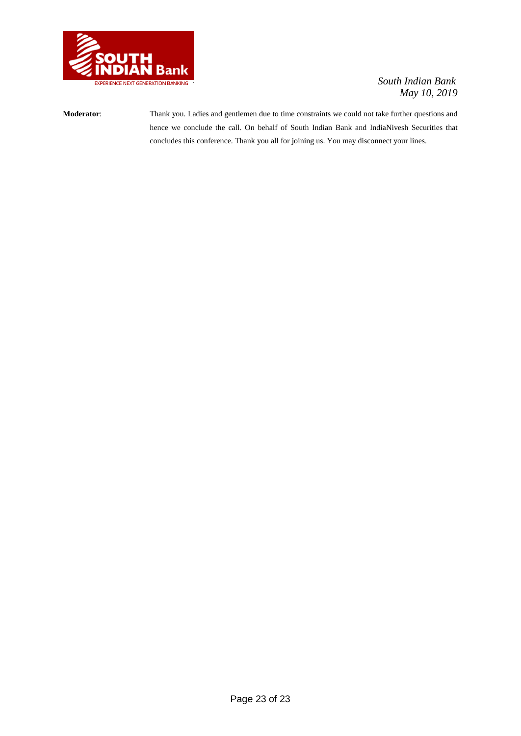**Moderator**: Thank you. Ladies and gentlemen due to time constraints we could not take further questions and hence we conclude the call. On behalf of South Indian Bank and IndiaNivesh Securities that concludes this conference. Thank you all for joining us. You may disconnect your lines.